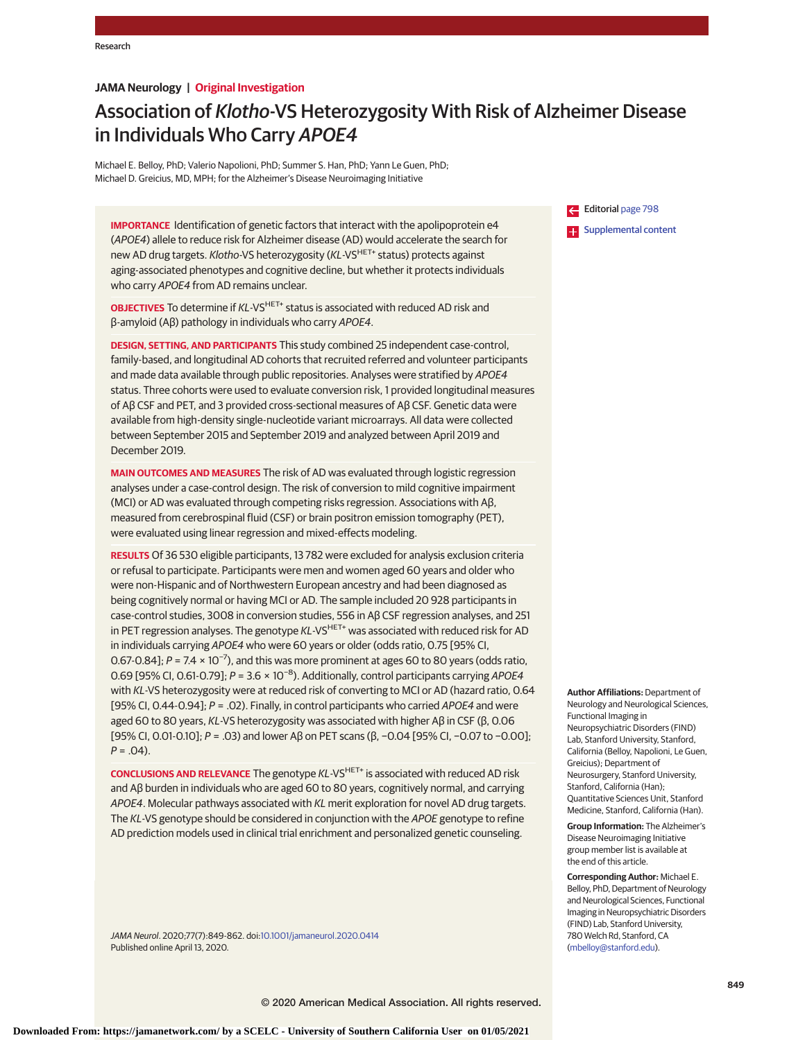JAMA Neurology | Original Investigation

# Association of *Klotho*-VS Heterozygosity With Risk of Alzheimer Disease in Individuals Who Carry *APOE4*

Michael E. Belloy, PhD; Valerio Napolioni, PhD; Summer S. Han, PhD; Yann Le Guen, PhD; Michael D. Greicius, MD, MPH; for the Alzheimer's Disease Neuroimaging Initiative

**IMPORTANCE** Identification of genetic factors that interact with the apolipoprotein e4 (*APOE4*) allele to reduce risk for Alzheimer disease (AD) would accelerate the search for new AD drug targets. *Klotho*-VS heterozygosity (*KL*-VS$^{HET+}$ status) protects against aging-associated phenotypes and cognitive decline, but whether it protects individuals who carry *APOE4* from AD remains unclear.

**OBJECTIVES** To determine if *KL*-VS$^{HET+}$ status is associated with reduced AD risk and β-amyloid (Aβ) pathology in individuals who carry *APOE4*.

**DESIGN, SETTING, AND PARTICIPANTS** This study combined 25 independent case-control, family-based, and longitudinal AD cohorts that recruited referred and volunteer participants and made data available through public repositories. Analyses were stratified by *APOE4* status. Three cohorts were used to evaluate conversion risk, 1 provided longitudinal measures of Aβ CSF and PET, and 3 provided cross-sectional measures of Aβ CSF. Genetic data were available from high-density single-nucleotide variant microarrays. All data were collected between September 2015 and September 2019 and analyzed between April 2019 and December 2019.

**MAIN OUTCOMES AND MEASURES** The risk of AD was evaluated through logistic regression analyses under a case-control design. The risk of conversion to mild cognitive impairment (MCI) or AD was evaluated through competing risks regression. Associations with Aβ, measured from cerebrospinal fluid (CSF) or brain positron emission tomography (PET), were evaluated using linear regression and mixed-effects modeling.

**RESULTS** Of 36 530 eligible participants, 13 782 were excluded for analysis exclusion criteria or refusal to participate. Participants were men and women aged 60 years and older who were non-Hispanic and of Northwestern European ancestry and had been diagnosed as being cognitively normal or having MCI or AD. The sample included 20 928 participants in case-control studies, 3008 in conversion studies, 556 in Aβ CSF regression analyses, and 251 in PET regression analyses. The genotype *KL*-VS$^{HET+}$ was associated with reduced risk for AD in individuals carrying *APOE4* who were 60 years or older (odds ratio, 0.75 [95% CI, 0.67-0.84]; $P = 7.4 \times 10^{-7}$), and this was more prominent at ages 60 to 80 years (odds ratio, 0.69 [95% CI, 0.61-0.79]; $P = 3.6 \times 10^{-8}$). Additionally, control participants carrying *APOE4* with *KL*-VS heterozygosity were at reduced risk of converting to MCI or AD (hazard ratio, 0.64 [95% CI, 0.44-0.94]; $P = .02$). Finally, in control participants who carried *APOE4* and were aged 60 to 80 years, *KL*-VS heterozygosity was associated with higher Aβ in CSF (β, 0.06 [95% CI, 0.01-0.10]; $P = .03$) and lower Aβ on PET scans (β, −0.04 [95% CI, −0.07 to −0.00]; $P = .04$).

**CONCLUSIONS AND RELEVANCE** The genotype *KL*-VS$^{HET+}$ is associated with reduced AD risk and Aβ burden in individuals who are aged 60 to 80 years, cognitively normal, and carrying *APOE4*. Molecular pathways associated with *KL* merit exploration for novel AD drug targets. The *KL*-VS genotype should be considered in conjunction with the *APOE* genotype to refine AD prediction models used in clinical trial enrichment and personalized genetic counseling.

*JAMA Neurol*. 2020;77(7):849-862. doi:10.1001/jamaneurol.2020.0414
Published online April 13, 2020.

Editorial page 798

Supplemental content

**Author Affiliations:** Department of Neurology and Neurological Sciences, Functional Imaging in Neuropsychiatric Disorders (FIND) Lab, Stanford University, Stanford, California (Belloy, Napolioni, Le Guen, Greicius); Department of Neurosurgery, Stanford University, Stanford, California (Han); Quantitative Sciences Unit, Stanford Medicine, Stanford, California (Han).

**Group Information:** The Alzheimer's Disease Neuroimaging Initiative group member list is available at the end of this article.

**Corresponding Author:** Michael E. Belloy, PhD, Department of Neurology and Neurological Sciences, Functional Imaging in Neuropsychiatric Disorders (FIND) Lab, Stanford University, 780 Welch Rd, Stanford, CA (mbelloy@stanford.edu).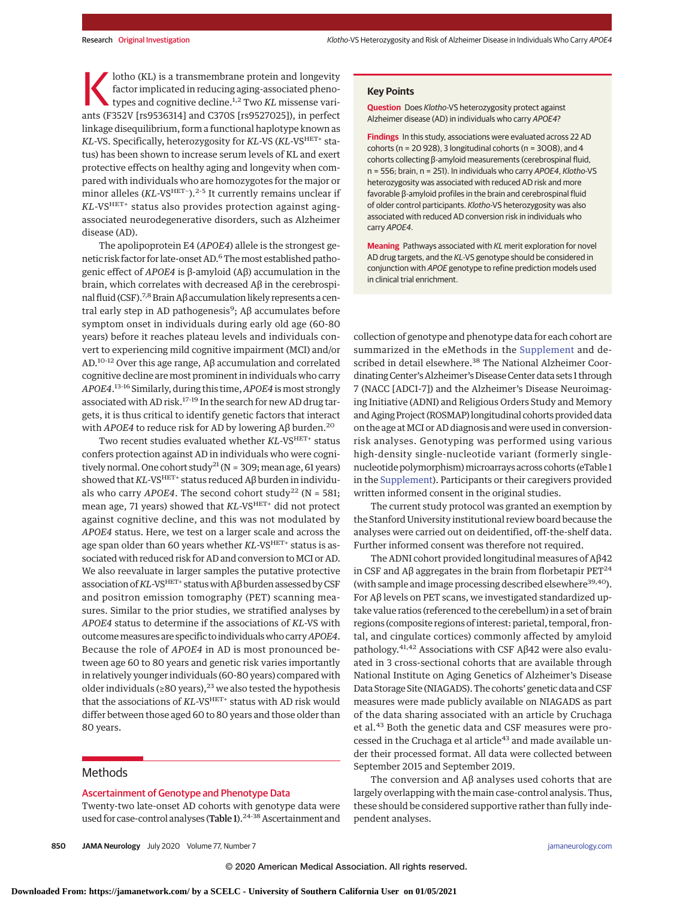Klotho (KL) is a transmembrane protein and longevity factor implicated in reducing aging-associated phenotypes and cognitive decline.[1,2] Two *KL* missense variants (F352V [rs9536314] and C370S [rs9527025]), in perfect linkage disequilibrium, form a functional haplotype known as *KL*-VS. Specifically, heterozygosity for *KL*-VS (*KL*-VS$^{HET+}$ status) has been shown to increase serum levels of KL and exert protective effects on healthy aging and longevity when compared with individuals who are homozygotes for the major or minor alleles (*KL*-VS$^{HET-}$).[2-5] It currently remains unclear if *KL*-VS$^{HET+}$ status also provides protection against aging-associated neurodegenerative disorders, such as Alzheimer disease (AD).

The apolipoprotein E4 (*APOE4*) allele is the strongest genetic risk factor for late-onset AD.[6] The most established pathogenic effect of *APOE4* is β-amyloid (Aβ) accumulation in the brain, which correlates with decreased Aβ in the cerebrospinal fluid (CSF).[7,8] Brain Aβ accumulation likely represents a central early step in AD pathogenesis[9]; Aβ accumulates before symptom onset in individuals during early old age (60-80 years) before it reaches plateau levels and individuals convert to experiencing mild cognitive impairment (MCI) and/or AD.[10-12] Over this age range, Aβ accumulation and correlated cognitive decline are most prominent in individuals who carry *APOE4*.[13-16] Similarly, during this time, *APOE4* is most strongly associated with AD risk.[17-19] In the search for new AD drug targets, it is thus critical to identify genetic factors that interact with *APOE4* to reduce risk for AD by lowering Aβ burden.[20]

Two recent studies evaluated whether *KL*-VS$^{HET+}$ status confers protection against AD in individuals who were cognitively normal. One cohort study[21] (N = 309; mean age, 61 years) showed that *KL*-VS$^{HET+}$ status reduced Aβ burden in individuals who carry *APOE4*. The second cohort study[22] (N = 581; mean age, 71 years) showed that *KL*-VS$^{HET+}$ did not protect against cognitive decline, and this was not modulated by *APOE4* status. Here, we test on a larger scale and across the age span older than 60 years whether *KL*-VS$^{HET+}$ status is associated with reduced risk for AD and conversion to MCI or AD. We also reevaluate in larger samples the putative protective association of *KL*-VS$^{HET+}$ status with Aβ burden assessed by CSF and positron emission tomography (PET) scanning measures. Similar to the prior studies, we stratified analyses by *APOE4* status to determine if the associations of *KL*-VS with outcome measures are specific to individuals who carry *APOE4*. Because the role of *APOE4* in AD is most pronounced between age 60 to 80 years and genetic risk varies importantly in relatively younger individuals (60-80 years) compared with older individuals (≥80 years),[23] we also tested the hypothesis that the associations of *KL*-VS$^{HET+}$ status with AD risk would differ between those aged 60 to 80 years and those older than 80 years.

## Key Points

**Question** Does *Klotho*-VS heterozygosity protect against Alzheimer disease (AD) in individuals who carry *APOE4*?

**Findings** In this study, associations were evaluated across 22 AD cohorts (n = 20 928), 3 longitudinal cohorts (n = 3008), and 4 cohorts collecting β-amyloid measurements (cerebrospinal fluid, n = 556; brain, n = 251). In individuals who carry *APOE4*, *Klotho*-VS heterozygosity was associated with reduced AD risk and more favorable β-amyloid profiles in the brain and cerebrospinal fluid of older control participants. *Klotho*-VS heterozygosity was also associated with reduced AD conversion risk in individuals who carry *APOE4*.

**Meaning** Pathways associated with *KL* merit exploration for novel AD drug targets, and the *KL*-VS genotype should be considered in conjunction with *APOE* genotype to refine prediction models used in clinical trial enrichment.

## Methods

### Ascertainment of Genotype and Phenotype Data

Twenty-two late-onset AD cohorts with genotype data were used for case-control analyses (Table 1).[24-38] Ascertainment and collection of genotype and phenotype data for each cohort are summarized in the eMethods in the Supplement and described in detail elsewhere.[38] The National Alzheimer Coordinating Center's Alzheimer's Disease Center data sets 1 through 7 (NACC [ADC1-7]) and the Alzheimer's Disease Neuroimaging Initiative (ADNI) and Religious Orders Study and Memory and Aging Project (ROSMAP) longitudinal cohorts provided data on the age at MCI or AD diagnosis and were used in conversion-risk analyses. Genotyping was performed using various high-density single-nucleotide variant (formerly single-nucleotide polymorphism) microarrays across cohorts (eTable 1 in the Supplement). Participants or their caregivers provided written informed consent in the original studies.

The current study protocol was granted an exemption by the Stanford University institutional review board because the analyses were carried out on deidentified, off-the-shelf data. Further informed consent was therefore not required.

The ADNI cohort provided longitudinal measures of Aβ42 in CSF and Aβ aggregates in the brain from florbetapir PET[24] (with sample and image processing described elsewhere[39,40]). For Aβ levels on PET scans, we investigated standardized uptake value ratios (referenced to the cerebellum) in a set of brain regions (composite regions of interest: parietal, temporal, frontal, and cingulate cortices) commonly affected by amyloid pathology.[41,42] Associations with CSF Aβ42 were also evaluated in 3 cross-sectional cohorts that are available through National Institute on Aging Genetics of Alzheimer's Disease Data Storage Site (NIAGADS). The cohorts' genetic data and CSF measures were made publicly available on NIAGADS as part of the data sharing associated with an article by Cruchaga et al.[43] Both the genetic data and CSF measures were processed in the Cruchaga et al article[43] and made available under their processed format. All data were collected between September 2015 and September 2019.

The conversion and Aβ analyses used cohorts that are largely overlapping with the main case-control analysis. Thus, these should be considered supportive rather than fully independent analyses.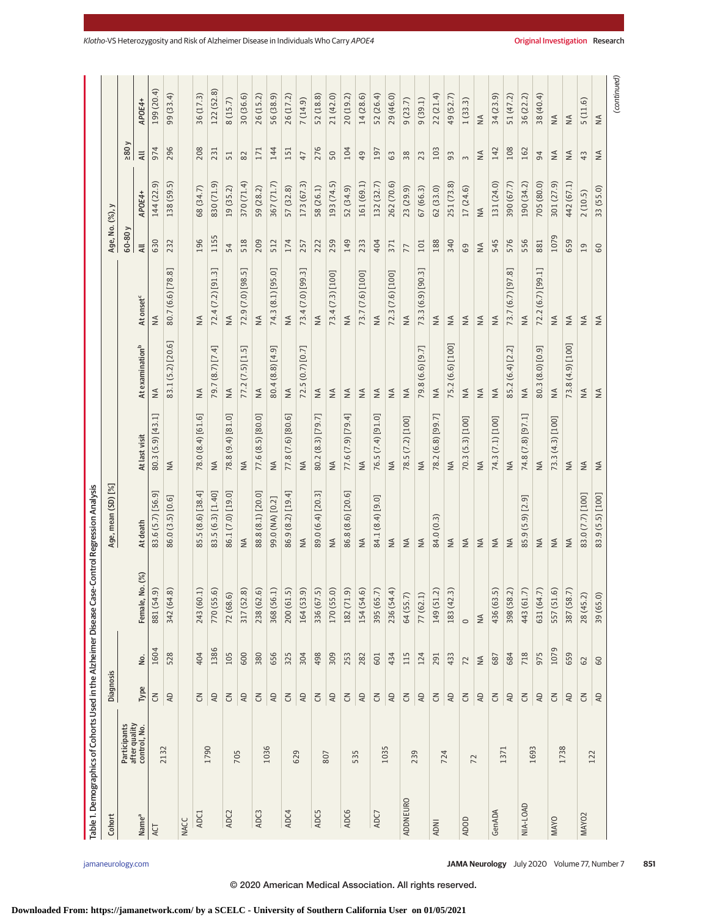Table 1. Demographics of Cohorts Used in the Alzheimer Disease Case-Control Regression Analysis

| Cohort | | Diagnosis | | | Age, mean (SD) [%] | | | | Age, No. (%), y | | | |
|---|---|---|---|---|---|---|---|---|---|---|---|---|
| | | | | | | | | | 60-80 y | | ≥80 y | |
| Name[a] | Participants after quality control, No. | Type | No. | Female, No. (%) | At death | At last visit | At examination[b] | At onset[c] | All | APOE4+ | All | APOE4+ |
| ACT | 2132 | CN | 1604 | 881 (54.9) | 83.6 (5.7) [56.9] | 80.3 (5.9) [43.1] | NA | NA | 630 | 144 (22.9) | 974 | 199 (20.4) |
| | | AD | 528 | 342 (64.8) | 86.0 (3.5) [0.6] | NA | 83.1 (5.2) [20.6] | 80.7 (6.6) [78.8] | 232 | 138 (59.5) | 296 | 99 (33.4) |
| NACC | | | | | | | | | | | | |
| ADC1 | 1790 | CN | 404 | 243 (60.1) | 85.5 (8.6) [38.4] | 78.0 (8.4) [61.6] | NA | NA | 196 | 68 (34.7) | 208 | 36 (17.3) |
| | | AD | 1386 | 770 (55.6) | 83.5 (6.3) [1.40] | NA | 79.7 (8.7) [7.4] | 72.4 (7.2) [91.3] | 1155 | 830 (71.9) | 231 | 122 (52.8) |
| ADC2 | 705 | CN | 105 | 72 (68.6) | 86.1 (7.0) [19.0] | 78.8 (9.4) [81.0] | NA | NA | 54 | 19 (35.2) | 51 | 8 (15.7) |
| | | AD | 600 | 317 (52.8) | NA | NA | 77.2 (7.5) [1.5] | 72.9 (7.0) [98.5] | 518 | 370 (71.4) | 82 | 30 (36.6) |
| ADC3 | 1036 | CN | 380 | 238 (62.6) | 88.8 (8.1) [20.0] | 77.6 (8.5) [80.0] | NA | NA | 209 | 59 (28.2) | 171 | 26 (15.2) |
| | | AD | 656 | 368 (56.1) | 99.0 (NA) [0.2] | NA | 80.4 (8.8) [4.9] | 74.3 (8.1) [95.0] | 512 | 367 (71.7) | 144 | 56 (38.9) |
| ADC4 | 629 | CN | 325 | 200 (61.5) | 86.9 (8.2) [19.4] | 77.8 (7.6) [80.6] | NA | NA | 174 | 57 (32.8) | 151 | 26 (17.2) |
| | | AD | 304 | 164 (53.9) | NA | NA | 72.5 (0.7) [0.7] | 73.4 (7.0) [99.3] | 257 | 173 (67.3) | 47 | 7 (14.9) |
| ADC5 | 807 | CN | 498 | 336 (67.5) | 89.0 (6.4) [20.3] | 80.2 (8.3) [79.7] | NA | NA | 222 | 58 (26.1) | 276 | 52 (18.8) |
| | | AD | 309 | 170 (55.0) | NA | NA | NA | 73.4 (7.3) [100] | 259 | 193 (74.5) | 50 | 21 (42.0) |
| ADC6 | 535 | CN | 253 | 182 (71.9) | 86.8 (8.6) [20.6] | 77.6 (7.9) [79.4] | NA | NA | 149 | 52 (34.9) | 104 | 20 (19.2) |
| | | AD | 282 | 154 (54.6) | NA | NA | NA | 73.7 (7.6) [100] | 233 | 161 (69.1) | 49 | 14 (28.6) |
| ADC7 | 1035 | CN | 601 | 395 (65.7) | 84.1 (8.4) [9.0] | 76.5 (7.4) [91.0] | NA | NA | 404 | 132 (32.7) | 197 | 52 (26.4) |
| | | AD | 434 | 236 (54.4) | NA | NA | NA | 72.3 (7.6) [100] | 371 | 262 (70.6) | 63 | 29 (46.0) |
| ADDNEURO | 239 | CN | 115 | 64 (55.7) | NA | 78.5 (7.2) [100] | NA | NA | 77 | 23 (29.9) | 38 | 9 (23.7) |
| | | AD | 124 | 77 (62.1) | NA | NA | 79.8 (6.6) [9.7] | 73.3 (6.9) [90.3] | 101 | 67 (66.3) | 23 | 9 (39.1) |
| ADNI | 724 | CN | 291 | 149 (51.2) | 84.0 (0.3) | 78.2 (6.8) [99.7] | NA | NA | 188 | 62 (33.0) | 103 | 22 (21.4) |
| | | AD | 433 | 183 (42.3) | NA | NA | 75.2 (6.6) [100] | NA | 340 | 251 (73.8) | 93 | 49 (52.7) |
| ADOD | 72 | CN | 72 | 0 | NA | 70.3 (5.3) [100] | NA | NA | 69 | 17 (24.6) | 3 | 1 (33.3) |
| | | AD | NA | NA | NA | NA | NA | NA | NA | NA | NA | NA |
| GenADA | 1371 | CN | 687 | 436 (63.5) | NA | 74.3 (7.1) [100] | NA | NA | 545 | 131 (24.0) | 142 | 34 (23.9) |
| | | AD | 684 | 398 (58.2) | NA | NA | 85.2 (6.4) [2.2] | 73.7 (6.7) [97.8] | 576 | 390 (67.7) | 108 | 51 (47.2) |
| NIA-LOAD | 1693 | CN | 718 | 443 (61.7) | 85.9 (5.9) [2.9] | 74.8 (7.8) [97.1] | NA | NA | 556 | 190 (34.2) | 162 | 36 (22.2) |
| | | AD | 975 | 631 (64.7) | NA | NA | 80.3 (8.0) [0.9] | 72.2 (6.7) [99.1] | 881 | 705 (80.0) | 94 | 38 (40.4) |
| MAYO | 1738 | CN | 1079 | 557 (51.6) | NA | 73.3 (4.3) [100] | NA | NA | 1079 | 301 (27.9) | NA | NA |
| | | AD | 659 | 387 (58.7) | NA | NA | 73.8 (4.9) [100] | NA | 659 | 442 (67.1) | NA | NA |
| MAYO2 | 122 | CN | 62 | 28 (45.2) | 83.0 (7.7) [100] | NA | NA | NA | 19 | 2 (10.5) | 43 | 5 (11.6) |
| | | AD | 60 | 39 (65.0) | 83.9 (5.5) [100] | NA | NA | NA | 60 | 33 (55.0) | NA | NA |

(continued)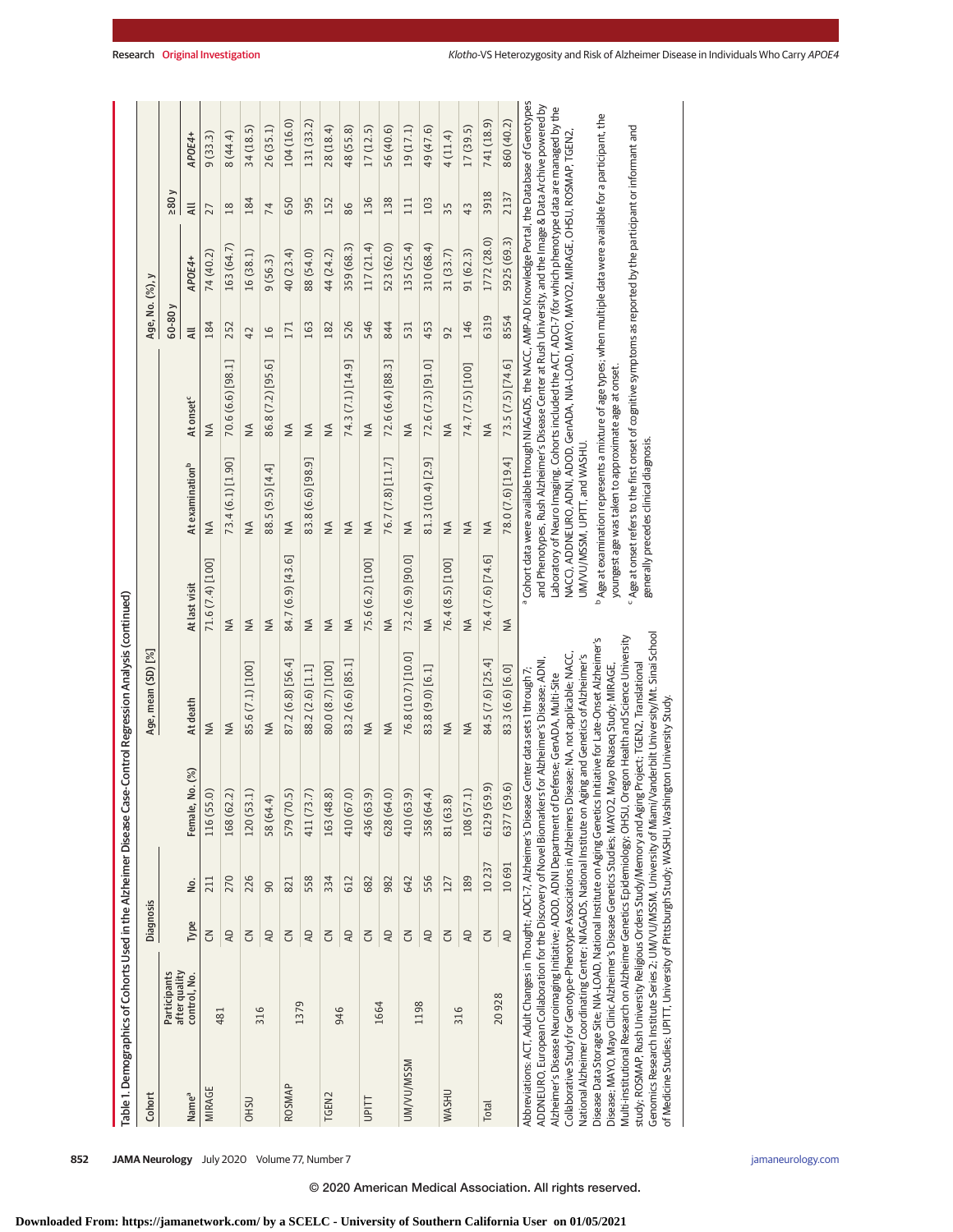Table 1. Demographics of Cohorts Used in the Alzheimer Disease Case-Control Regression Analysis (continued)

| Cohort | | Diagnosis | | | Age, mean (SD) [%] | | | | Age, No. (%), y | | | |
|---|---|---|---|---|---|---|---|---|---|---|---|---|
| | | | | | | | | | 60-80 y | | ≥80 y | |
| Name[a] | Participants after quality control, No. | Type | No. | Female, No. (%) | At death | At last visit | At examination[b] | At onset[c] | All | APOE4+ | All | APOE4+ |
| MIRAGE | 481 | CN | 211 | 116 (55.0) | NA | 71.6 (7.4) [100] | NA | NA | 184 | 74 (40.2) | 27 | 9 (33.3) |
| | | AD | 270 | 168 (62.2) | NA | NA | 73.4 (6.1) [1.90] | 70.6 (6.6) [98.1] | 252 | 163 (64.7) | 18 | 8 (44.4) |
| OHSU | 316 | CN | 226 | 120 (53.1) | 85.6 (7.1) [100] | NA | NA | NA | 42 | 16 (38.1) | 184 | 34 (18.5) |
| | | AD | 90 | 58 (64.4) | NA | NA | 88.5 (9.5) [4.4] | 86.8 (7.2) [95.6] | 16 | 9 (56.3) | 74 | 26 (35.1) |
| ROSMAP | 1379 | CN | 821 | 579 (70.5) | 87.2 (6.8) [56.4] | 84.7 (6.9) [43.6] | NA | NA | 171 | 40 (23.4) | 650 | 104 (16.0) |
| | | AD | 558 | 411 (73.7) | 88.2 (2.6) [1.1] | NA | 83.8 (6.6) [98.9] | NA | 163 | 88 (54.0) | 395 | 131 (33.2) |
| TGEN2 | 946 | CN | 334 | 163 (48.8) | 80.0 (8.7) [100] | NA | NA | NA | 182 | 44 (24.2) | 152 | 28 (18.4) |
| | | AD | 612 | 410 (67.0) | 83.2 (6.6) [85.1] | NA | NA | 74.3 (7.1) [14.9] | 526 | 359 (68.3) | 86 | 48 (55.8) |
| UPITT | 1664 | CN | 682 | 436 (63.9) | NA | 75.6 (6.2) [100] | NA | NA | 546 | 117 (21.4) | 136 | 17 (12.5) |
| | | AD | 982 | 628 (64.0) | NA | NA | 76.7 (7.8) [11.7] | 72.6 (6.4) [88.3] | 844 | 523 (62.0) | 138 | 56 (40.6) |
| UM/VU/MSSM | 1198 | CN | 642 | 410 (63.9) | 76.8 (10.7) [10.0] | 73.2 (6.9) [90.0] | NA | NA | 531 | 135 (25.4) | 111 | 19 (17.1) |
| | | AD | 556 | 358 (64.4) | 83.8 (9.0) [6.1] | NA | 81.3 (10.4) [2.9] | 72.6 (7.3) [91.0] | 453 | 310 (68.4) | 103 | 49 (47.6) |
| WASHU | 316 | CN | 127 | 81 (63.8) | NA | 76.4 (8.5) [100] | NA | NA | 92 | 31 (33.7) | 35 | 4 (11.4) |
| | | AD | 189 | 108 (57.1) | NA | NA | NA | 74.7 (7.5) [100] | 146 | 91 (62.3) | 43 | 17 (39.5) |
| Total | 20 928 | CN | 10 237 | 6129 (59.9) | 84.5 (7.6) [25.4] | 76.4 (7.6) [74.6] | NA | NA | 6319 | 1772 (28.0) | 3918 | 741 (18.9) |
| | | AD | 10 691 | 6377 (59.6) | 83.3 (6.6) [6.0] | NA | 78.0 (7.6) [19.4] | 73.5 (7.5) [74.6] | 8554 | 5925 (69.3) | 2137 | 860 (40.2) |

Abbreviations: ACT, Adult Changes in Thought; ADCI-7, Alzheimer's Disease Center data sets 1 through 7; ADDNEURO, European Collaboration for the Discovery of Novel Biomarkers for Alzheimer's Disease; ADNI, Alzheimer's Disease Neuroimaging Initiative; ADOD, ADNI Department of Defense; GenADA, Multi-Site Collaborative Study for Genotype-Phenotype Associations in Alzheimer's Disease; NA, not applicable; NACC, National Alzheimer Coordinating Center; NIAGADS, National Institute on Aging and Genetics of Alzheimer's Disease Data Storage Site; NIA-LOAD, National Institute on Aging Genetics Initiative for Late-Onset Alzheimer's Disease; MAYO, Mayo Clinic Alzheimer's Disease Genetics Studies; MAYO2, Mayo RNaseq Study; MIRAGE, Multi-institutional Research on Alzheimer Genetics Epidemiology; OHSU, Oregon Health and Science University study; ROSMAP, Rush University Religious Orders Study/Memory and Aging Project; TGEN2, Translational Genomics Research Institute Series 2; UM/VU/MSSM, University of Miami/Vanderbilt University/Mt. Sinai School of Medicine Studies; UPITT, University of Pittsburgh Study; WASHU, Washington University Study.

[a] Cohort data were available through NIAGADS, the NACC, AMP-AD Knowledge Portal, the Database of Genotypes and Phenotypes, Rush Alzheimer's Disease Center at Rush University, and the Image & Data Archive powered by Laboratory of Neuro Imaging. Cohorts included the ACT, ADCI-7 (for which phenotype data are managed by the NACC), ADDNEURO, ADNI, ADOD, GenADA, NIA-LOAD, MAYO, MAYO2, MIRAGE, OHSU, ROSMAP, TGEN2, UM/VU/MSSM, UPITT, and WASHU.

[b] Age at examination represents a mixture of age types; when multiple data were available for a participant, the youngest age was taken to approximate age at onset.

[c] Age at onset refers to the first onset of cognitive symptoms as reported by the participant or informant and generally precedes clinical diagnosis.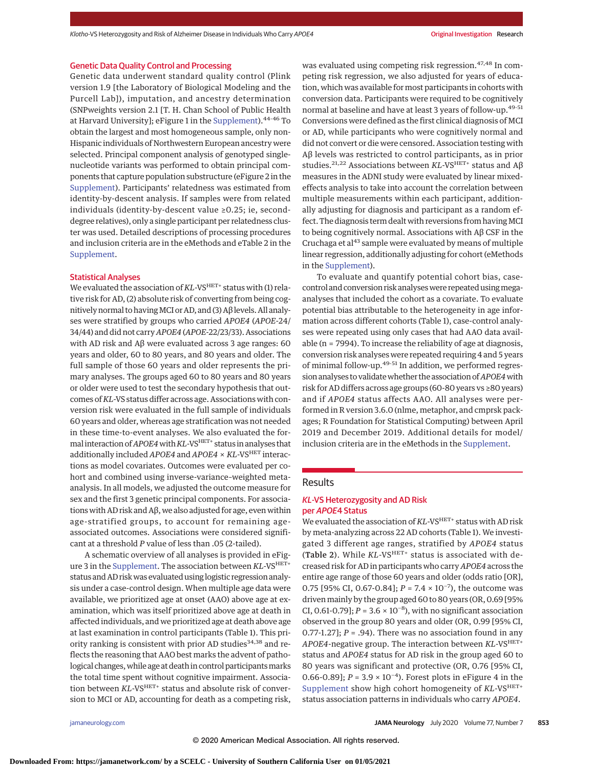### Genetic Data Quality Control and Processing

Genetic data underwent standard quality control (Plink version 1.9 [the Laboratory of Biological Modeling and the Purcell Lab]), imputation, and ancestry determination (SNPweights version 2.1 [T. H. Chan School of Public Health at Harvard University]; eFigure 1 in the Supplement).[44-46] To obtain the largest and most homogeneous sample, only non-Hispanic individuals of Northwestern European ancestry were selected. Principal component analysis of genotyped single-nucleotide variants was performed to obtain principal components that capture population substructure (eFigure 2 in the Supplement). Participants' relatedness was estimated from identity-by-descent analysis. If samples were from related individuals (identity-by-descent value ≥0.25; ie, second-degree relatives), only a single participant per relatedness cluster was used. Detailed descriptions of processing procedures and inclusion criteria are in the eMethods and eTable 2 in the Supplement.

### Statistical Analyses

We evaluated the association of *KL*-VS$^{HET+}$ status with (1) relative risk for AD, (2) absolute risk of converting from being cognitively normal to having MCI or AD, and (3) Aβ levels. All analyses were stratified by groups who carried *APOE4* (*APOE*-24/34/44) and did not carry *APOE4* (*APOE*-22/23/33). Associations with AD risk and Aβ were evaluated across 3 age ranges: 60 years and older, 60 to 80 years, and 80 years and older. The full sample of those 60 years and older represents the primary analyses. The groups aged 60 to 80 years and 80 years or older were used to test the secondary hypothesis that outcomes of *KL*-VS status differ across age. Associations with conversion risk were evaluated in the full sample of individuals 60 years and older, whereas age stratification was not needed in these time-to-event analyses. We also evaluated the formal interaction of *APOE4* with *KL*-VS$^{HET+}$ status in analyses that additionally included *APOE4* and *APOE4* × *KL*-VS$^{HET}$ interactions as model covariates. Outcomes were evaluated per cohort and combined using inverse-variance–weighted meta-analysis. In all models, we adjusted the outcome measure for sex and the first 3 genetic principal components. For associations with AD risk and Aβ, we also adjusted for age, even within age-stratified groups, to account for remaining age-associated outcomes. Associations were considered significant at a threshold *P* value of less than .05 (2-tailed).

A schematic overview of all analyses is provided in eFigure 3 in the Supplement. The association between *KL*-VS$^{HET+}$ status and AD risk was evaluated using logistic regression analysis under a case-control design. When multiple age data were available, we prioritized age at onset (AAO) above age at examination, which was itself prioritized above age at death in affected individuals, and we prioritized age at death above age at last examination in control participants (Table 1). This priority ranking is consistent with prior AD studies[34,38] and reflects the reasoning that AAO best marks the advent of pathological changes, while age at death in control participants marks the total time spent without cognitive impairment. Association between *KL*-VS$^{HET+}$ status and absolute risk of conversion to MCI or AD, accounting for death as a competing risk, was evaluated using competing risk regression.[47,48] In competing risk regression, we also adjusted for years of education, which was available for most participants in cohorts with conversion data. Participants were required to be cognitively normal at baseline and have at least 3 years of follow-up.[49-51] Conversions were defined as the first clinical diagnosis of MCI or AD, while participants who were cognitively normal and did not convert or die were censored. Association testing with Aβ levels was restricted to control participants, as in prior studies.[21,22] Associations between *KL*-VS$^{HET+}$ status and Aβ measures in the ADNI study were evaluated by linear mixed-effects analysis to take into account the correlation between multiple measurements within each participant, additionally adjusting for diagnosis and participant as a random effect. The diagnosis term dealt with reversions from having MCI to being cognitively normal. Associations with Aβ CSF in the Cruchaga et al[43] sample were evaluated by means of multiple linear regression, additionally adjusting for cohort (eMethods in the Supplement).

To evaluate and quantify potential cohort bias, case-control and conversion risk analyses were repeated using mega-analyses that included the cohort as a covariate. To evaluate potential bias attributable to the heterogeneity in age information across different cohorts (Table 1), case-control analyses were repeated using only cases that had AAO data available (n = 7994). To increase the reliability of age at diagnosis, conversion risk analyses were repeated requiring 4 and 5 years of minimal follow-up.[49-51] In addition, we performed regression analyses to validate whether the association of *APOE4* with risk for AD differs across age groups (60-80 years vs ≥80 years) and if *APOE4* status affects AAO. All analyses were performed in R version 3.6.0 (nlme, metaphor, and cmprsk packages; R Foundation for Statistical Computing) between April 2019 and December 2019. Additional details for model/inclusion criteria are in the eMethods in the Supplement.

## Results

### *KL*-VS Heterozygosity and AD Risk per *APOE4* Status

We evaluated the association of *KL*-VS$^{HET+}$ status with AD risk by meta-analyzing across 22 AD cohorts (Table 1). We investigated 3 different age ranges, stratified by *APOE4* status (Table 2). While *KL*-VS$^{HET+}$ status is associated with decreased risk for AD in participants who carry *APOE4* across the entire age range of those 60 years and older (odds ratio [OR], 0.75 [95% CI, 0.67-0.84]; $P = 7.4 \times 10^{-7}$), the outcome was driven mainly by the group aged 60 to 80 years (OR, 0.69 [95% CI, 0.61-0.79]; $P = 3.6 \times 10^{-8}$), with no significant association observed in the group 80 years and older (OR, 0.99 [95% CI, 0.77-1.27]; $P = .94$). There was no association found in any *APOE4*-negative group. The interaction between *KL*-VS$^{HET+}$ status and *APOE4* status for AD risk in the group aged 60 to 80 years was significant and protective (OR, 0.76 [95% CI, 0.66-0.89]; $P = 3.9 \times 10^{-4}$). Forest plots in eFigure 4 in the Supplement show high cohort homogeneity of *KL*-VS$^{HET+}$ status association patterns in individuals who carry *APOE4*.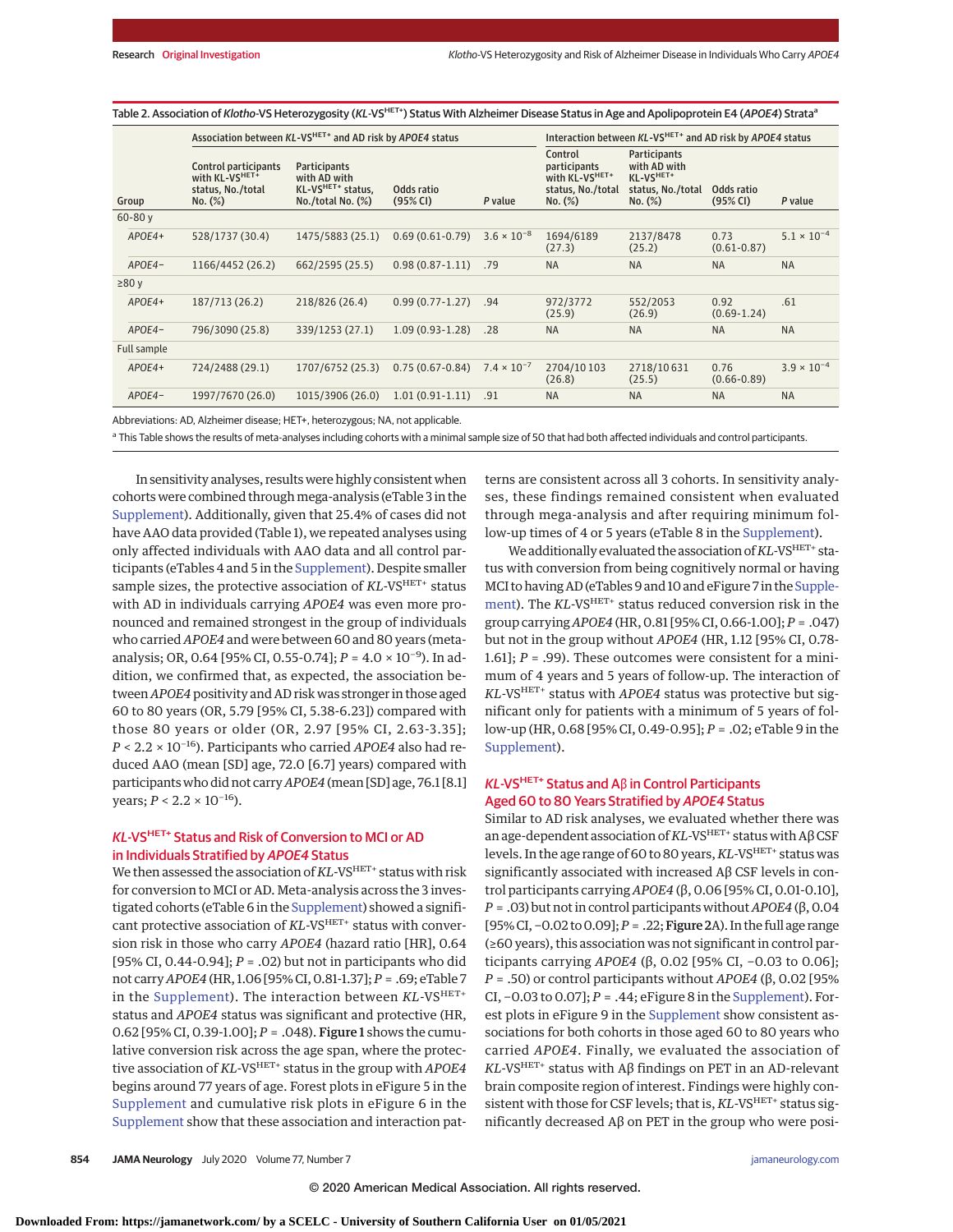Table 2. Association of *Klotho*-VS Heterozygosity (*KL*-VS$^{HET+}$) Status With Alzheimer Disease Status in Age and Apolipoprotein E4 (*APOE4*) Strata[a]

| Group | Association between *KL*-VS$^{HET+}$ and AD risk by *APOE4* status | | | | Interaction between *KL*-VS$^{HET+}$ and AD risk by *APOE4* status | | | |
|---|---|---|---|---|---|---|---|---|
| | Control participants with KL-VS$^{HET+}$ status, No./total No. (%) | Participants with AD with KL-VS$^{HET+}$ status, No./total No. (%) | Odds ratio (95% CI) | P value | Control participants with KL-VS$^{HET+}$ status, No./total No. (%) | Participants with AD with KL-VS$^{HET+}$ status, No./total No. (%) | Odds ratio (95% CI) | P value |
| 60-80 y | | | | | | | | |
| *APOE4*+ | 528/1737 (30.4) | 1475/5883 (25.1) | 0.69 (0.61-0.79) | $3.6 \times 10^{-8}$ | 1694/6189 (27.3) | 2137/8478 (25.2) | 0.73 (0.61-0.87) | $5.1 \times 10^{-4}$ |
| *APOE4*− | 1166/4452 (26.2) | 662/2595 (25.5) | 0.98 (0.87-1.11) | .79 | NA | NA | NA | NA |
| ≥80 y | | | | | | | | |
| *APOE4*+ | 187/713 (26.2) | 218/826 (26.4) | 0.99 (0.77-1.27) | .94 | 972/3772 (25.9) | 552/2053 (26.9) | 0.92 (0.69-1.24) | .61 |
| *APOE4*− | 796/3090 (25.8) | 339/1253 (27.1) | 1.09 (0.93-1.28) | .28 | NA | NA | NA | NA |
| Full sample | | | | | | | | |
| *APOE4*+ | 724/2488 (29.1) | 1707/6752 (25.3) | 0.75 (0.67-0.84) | $7.4 \times 10^{-7}$ | 2704/10 103 (26.8) | 2718/10 631 (25.5) | 0.76 (0.66-0.89) | $3.9 \times 10^{-4}$ |
| *APOE4*− | 1997/7670 (26.0) | 1015/3906 (26.0) | 1.01 (0.91-1.11) | .91 | NA | NA | NA | NA |

Abbreviations: AD, Alzheimer disease; HET+, heterozygous; NA, not applicable.

[a] This Table shows the results of meta-analyses including cohorts with a minimal sample size of 50 that had both affected individuals and control participants.

In sensitivity analyses, results were highly consistent when cohorts were combined through mega-analysis (eTable 3 in the Supplement). Additionally, given that 25.4% of cases did not have AAO data provided (Table 1), we repeated analyses using only affected individuals with AAO data and all control participants (eTables 4 and 5 in the Supplement). Despite smaller sample sizes, the protective association of *KL*-VS$^{HET+}$ status with AD in individuals carrying *APOE4* was even more pronounced and remained strongest in the group of individuals who carried *APOE4* and were between 60 and 80 years (meta-analysis; OR, 0.64 [95% CI, 0.55-0.74]; $P = 4.0 \times 10^{-9}$). In addition, we confirmed that, as expected, the association between *APOE4* positivity and AD risk was stronger in those aged 60 to 80 years (OR, 5.79 [95% CI, 5.38-6.23]) compared with those 80 years or older (OR, 2.97 [95% CI, 2.63-3.35]; $P < 2.2 \times 10^{-16}$). Participants who carried *APOE4* also had reduced AAO (mean [SD] age, 72.0 [6.7] years) compared with participants who did not carry *APOE4* (mean [SD] age, 76.1 [8.1] years; $P < 2.2 \times 10^{-16}$).

## *KL*-VS$^{HET+}$ Status and Risk of Conversion to MCI or AD in Individuals Stratified by *APOE4* Status

We then assessed the association of *KL*-VS$^{HET+}$ status with risk for conversion to MCI or AD. Meta-analysis across the 3 investigated cohorts (eTable 6 in the Supplement) showed a significant protective association of *KL*-VS$^{HET+}$ status with conversion risk in those who carry *APOE4* (hazard ratio [HR], 0.64 [95% CI, 0.44-0.94]; $P = .02$) but not in participants who did not carry *APOE4* (HR, 1.06 [95% CI, 0.81-1.37]; $P = .69$; eTable 7 in the Supplement). The interaction between *KL*-VS$^{HET+}$ status and *APOE4* status was significant and protective (HR, 0.62 [95% CI, 0.39-1.00]; $P = .048$). **Figure 1** shows the cumulative conversion risk across the age span, where the protective association of *KL*-VS$^{HET+}$ status in the group with *APOE4* begins around 77 years of age. Forest plots in eFigure 5 in the Supplement and cumulative risk plots in eFigure 6 in the Supplement show that these association and interaction patterns are consistent across all 3 cohorts. In sensitivity analyses, these findings remained consistent when evaluated through mega-analysis and after requiring minimum follow-up times of 4 or 5 years (eTable 8 in the Supplement).

We additionally evaluated the association of *KL*-VS$^{HET+}$ status with conversion from being cognitively normal or having MCI to having AD (eTables 9 and 10 and eFigure 7 in the Supplement). The *KL*-VS$^{HET+}$ status reduced conversion risk in the group carrying *APOE4* (HR, 0.81 [95% CI, 0.66-1.00]; $P = .047$) but not in the group without *APOE4* (HR, 1.12 [95% CI, 0.78-1.61]; $P = .99$). These outcomes were consistent for a minimum of 4 years and 5 years of follow-up. The interaction of *KL*-VS$^{HET+}$ status with *APOE4* status was protective but significant only for patients with a minimum of 5 years of follow-up (HR, 0.68 [95% CI, 0.49-0.95]; $P = .02$; eTable 9 in the Supplement).

## *KL*-VS$^{HET+}$ Status and Aβ in Control Participants Aged 60 to 80 Years Stratified by *APOE4* Status

Similar to AD risk analyses, we evaluated whether there was an age-dependent association of *KL*-VS$^{HET+}$ status with Aβ CSF levels. In the age range of 60 to 80 years, *KL*-VS$^{HET+}$ status was significantly associated with increased Aβ CSF levels in control participants carrying *APOE4* (β, 0.06 [95% CI, 0.01-0.10], $P = .03$) but not in control participants without *APOE4* (β, 0.04 [95% CI, −0.02 to 0.09]; $P = .22$; **Figure 2**A). In the full age range (≥60 years), this association was not significant in control participants carrying *APOE4* (β, 0.02 [95% CI, −0.03 to 0.06]; $P = .50$) or control participants without *APOE4* (β, 0.02 [95% CI, −0.03 to 0.07]; $P = .44$; eFigure 8 in the Supplement). Forest plots in eFigure 9 in the Supplement show consistent associations for both cohorts in those aged 60 to 80 years who carried *APOE4*. Finally, we evaluated the association of *KL*-VS$^{HET+}$ status with Aβ findings on PET in an AD-relevant brain composite region of interest. Findings were highly consistent with those for CSF levels; that is, *KL*-VS$^{HET+}$ status significantly decreased Aβ on PET in the group who were posi-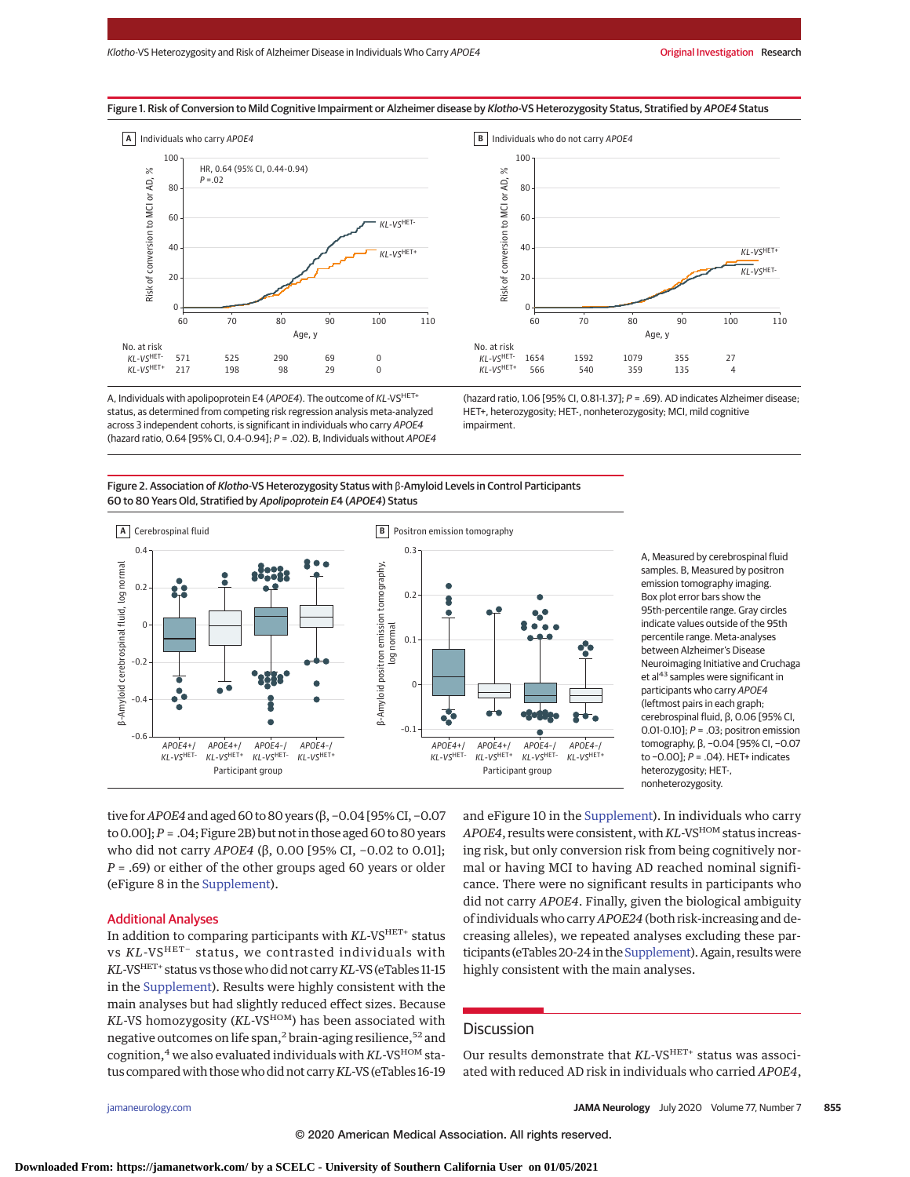Figure 1. Risk of Conversion to Mild Cognitive Impairment or Alzheimer disease by *Klotho*-VS Heterozygosity Status, Stratified by *APOE4* Status

A, Individuals with apolipoprotein E4 (*APOE4*). The outcome of *KL*-VS$^{HET+}$ status, as determined from competing risk regression analysis meta-analyzed across 3 independent cohorts, is significant in individuals who carry *APOE4* (hazard ratio, 0.64 [95% CI, 0.4-0.94]; *P* = .02). B, Individuals without *APOE4* (hazard ratio, 1.06 [95% CI, 0.81-1.37]; *P* = .69). AD indicates Alzheimer disease; HET+, heterozygosity; HET-, nonheterozygosity; MCI, mild cognitive impairment.

Figure 2. Association of *Klotho*-VS Heterozygosity Status with β-Amyloid Levels in Control Participants 60 to 80 Years Old, Stratified by *Apolipoprotein E4* (*APOE4*) Status

A, Measured by cerebrospinal fluid samples. B, Measured by positron emission tomography imaging. Box plot error bars show the 95th-percentile range. Gray circles indicate values outside of the 95th percentile range. Meta-analyses between Alzheimer's Disease Neuroimaging Initiative and Cruchaga et al[43] samples were significant in participants who carry *APOE4* (leftmost pairs in each graph; cerebrospinal fluid, β, 0.06 [95% CI, 0.01-0.10]; *P* = .03; positron emission tomography, β, −0.04 [95% CI, −0.07 to −0.00]; *P* = .04). HET+ indicates heterozygosity; HET-, nonheterozygosity.

tive for *APOE4* and aged 60 to 80 years (β, −0.04 [95% CI, −0.07 to 0.00]; *P* = .04; Figure 2B) but not in those aged 60 to 80 years who did not carry *APOE4* (β, 0.00 [95% CI, −0.02 to 0.01]; *P* = .69) or either of the other groups aged 60 years or older (eFigure 8 in the Supplement).

## Additional Analyses

In addition to comparing participants with *KL*-VS$^{HET+}$ status vs *KL*-VS$^{HET-}$ status, we contrasted individuals with *KL*-VS$^{HET+}$ status vs those who did not carry *KL*-VS (eTables 11-15 in the Supplement). Results were highly consistent with the main analyses but had slightly reduced effect sizes. Because *KL*-VS homozygosity (*KL*-VS$^{HOM}$) has been associated with negative outcomes on life span,[2] brain-aging resilience,[52] and cognition,[4] we also evaluated individuals with *KL*-VS$^{HOM}$ status compared with those who did not carry *KL*-VS (eTables 16-19 and eFigure 10 in the Supplement). In individuals who carry *APOE4*, results were consistent, with *KL*-VS$^{HOM}$ status increasing risk, but only conversion risk from being cognitively normal or having MCI to having AD reached nominal significance. There were no significant results in participants who did not carry *APOE4*. Finally, given the biological ambiguity of individuals who carry *APOE24* (both risk-increasing and decreasing alleles), we repeated analyses excluding these participants (eTables 20-24 in the Supplement). Again, results were highly consistent with the main analyses.

## Discussion

Our results demonstrate that *KL*-VS$^{HET+}$ status was associated with reduced AD risk in individuals who carried *APOE4*,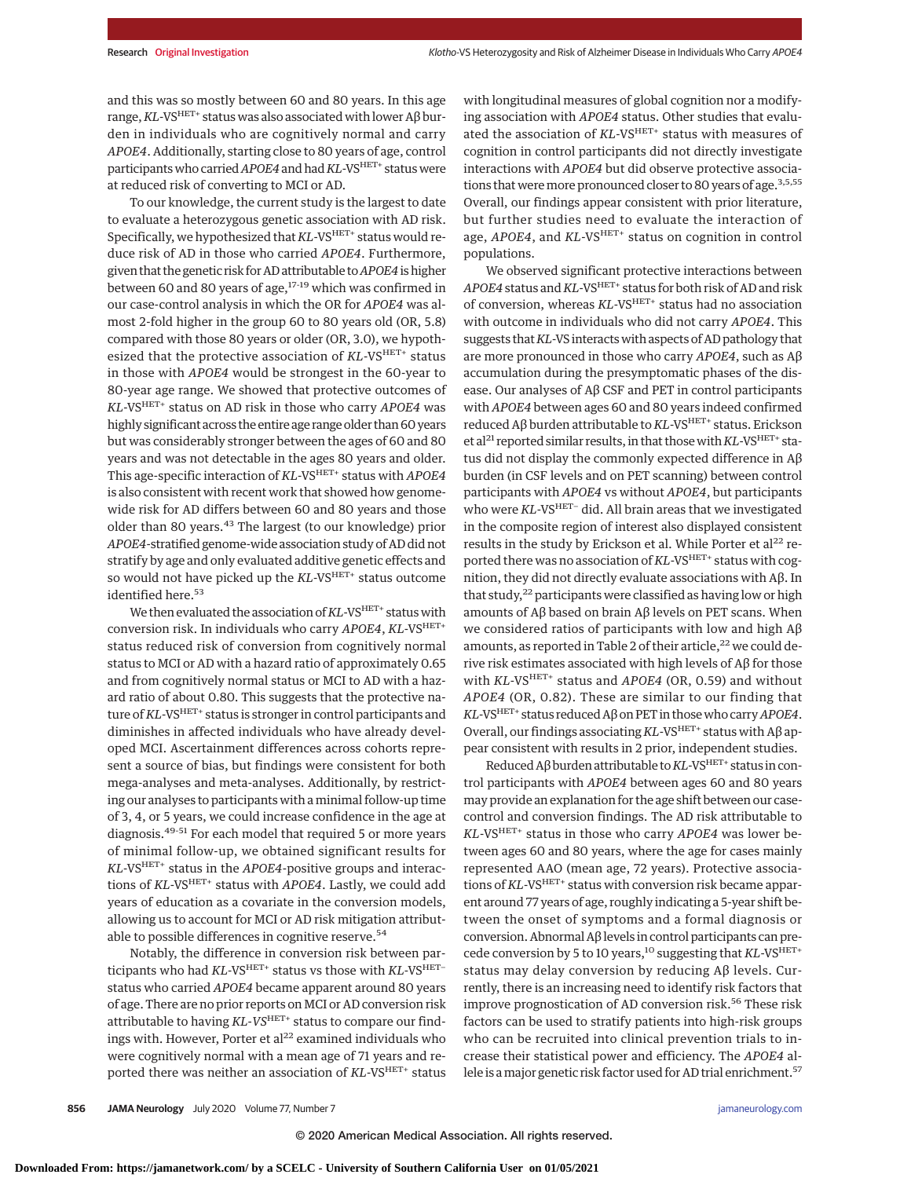and this was so mostly between 60 and 80 years. In this age range, *KL*-VS$^{HET+}$ status was also associated with lower Aβ burden in individuals who are cognitively normal and carry *APOE4*. Additionally, starting close to 80 years of age, control participants who carried *APOE4* and had *KL*-VS$^{HET+}$ status were at reduced risk of converting to MCI or AD.

To our knowledge, the current study is the largest to date to evaluate a heterozygous genetic association with AD risk. Specifically, we hypothesized that *KL*-VS$^{HET+}$ status would reduce risk of AD in those who carried *APOE4*. Furthermore, given that the genetic risk for AD attributable to *APOE4* is higher between 60 and 80 years of age,[17-19] which was confirmed in our case-control analysis in which the OR for *APOE4* was almost 2-fold higher in the group 60 to 80 years old (OR, 5.8) compared with those 80 years or older (OR, 3.0), we hypothesized that the protective association of *KL*-VS$^{HET+}$ status in those with *APOE4* would be strongest in the 60-year to 80-year age range. We showed that protective outcomes of *KL*-VS$^{HET+}$ status on AD risk in those who carry *APOE4* was highly significant across the entire age range older than 60 years but was considerably stronger between the ages of 60 and 80 years and was not detectable in the ages 80 years and older. This age-specific interaction of *KL*-VS$^{HET+}$ status with *APOE4* is also consistent with recent work that showed how genome-wide risk for AD differs between 60 and 80 years and those older than 80 years.[43] The largest (to our knowledge) prior *APOE4*-stratified genome-wide association study of AD did not stratify by age and only evaluated additive genetic effects and so would not have picked up the *KL*-VS$^{HET+}$ status outcome identified here.[53]

We then evaluated the association of *KL*-VS$^{HET+}$ status with conversion risk. In individuals who carry *APOE4*, *KL*-VS$^{HET+}$ status reduced risk of conversion from cognitively normal status to MCI or AD with a hazard ratio of approximately 0.65 and from cognitively normal status or MCI to AD with a hazard ratio of about 0.80. This suggests that the protective nature of *KL*-VS$^{HET+}$ status is stronger in control participants and diminishes in affected individuals who have already developed MCI. Ascertainment differences across cohorts represent a source of bias, but findings were consistent for both mega-analyses and meta-analyses. Additionally, by restricting our analyses to participants with a minimal follow-up time of 3, 4, or 5 years, we could increase confidence in the age at diagnosis.[49-51] For each model that required 5 or more years of minimal follow-up, we obtained significant results for *KL*-VS$^{HET+}$ status in the *APOE4*-positive groups and interactions of *KL*-VS$^{HET+}$ status with *APOE4*. Lastly, we could add years of education as a covariate in the conversion models, allowing us to account for MCI or AD risk mitigation attributable to possible differences in cognitive reserve.[54]

Notably, the difference in conversion risk between participants who had *KL*-VS$^{HET+}$ status vs those with *KL*-VS$^{HET-}$ status who carried *APOE4* became apparent around 80 years of age. There are no prior reports on MCI or AD conversion risk attributable to having *KL-VS*$^{HET+}$ status to compare our findings with. However, Porter et al[22] examined individuals who were cognitively normal with a mean age of 71 years and reported there was neither an association of *KL*-VS$^{HET+}$ status with longitudinal measures of global cognition nor a modifying association with *APOE4* status. Other studies that evaluated the association of *KL*-VS$^{HET+}$ status with measures of cognition in control participants did not directly investigate interactions with *APOE4* but did observe protective associations that were more pronounced closer to 80 years of age.[3,5,55] Overall, our findings appear consistent with prior literature, but further studies need to evaluate the interaction of age, *APOE4*, and *KL*-VS$^{HET+}$ status on cognition in control populations.

We observed significant protective interactions between *APOE4* status and *KL*-VS$^{HET+}$ status for both risk of AD and risk of conversion, whereas *KL*-VS$^{HET+}$ status had no association with outcome in individuals who did not carry *APOE4*. This suggests that *KL*-VS interacts with aspects of AD pathology that are more pronounced in those who carry *APOE4*, such as Aβ accumulation during the presymptomatic phases of the disease. Our analyses of Aβ CSF and PET in control participants with *APOE4* between ages 60 and 80 years indeed confirmed reduced Aβ burden attributable to *KL*-VS$^{HET+}$ status. Erickson et al[21] reported similar results, in that those with *KL*-VS$^{HET+}$ status did not display the commonly expected difference in Aβ burden (in CSF levels and on PET scanning) between control participants with *APOE4* vs without *APOE4*, but participants who were *KL*-VS$^{HET-}$ did. All brain areas that we investigated in the composite region of interest also displayed consistent results in the study by Erickson et al. While Porter et al[22] reported there was no association of *KL*-VS$^{HET+}$ status with cognition, they did not directly evaluate associations with Aβ. In that study,[22] participants were classified as having low or high amounts of Aβ based on brain Aβ levels on PET scans. When we considered ratios of participants with low and high Aβ amounts, as reported in Table 2 of their article,[22] we could derive risk estimates associated with high levels of Aβ for those with *KL*-VS$^{HET+}$ status and *APOE4* (OR, 0.59) and without *APOE4* (OR, 0.82). These are similar to our finding that *KL*-VS$^{HET+}$ status reduced Aβ on PET in those who carry *APOE4*. Overall, our findings associating *KL*-VS$^{HET+}$ status with Aβ appear consistent with results in 2 prior, independent studies.

Reduced Aβ burden attributable to *KL*-VS$^{HET+}$ status in control participants with *APOE4* between ages 60 and 80 years may provide an explanation for the age shift between our case-control and conversion findings. The AD risk attributable to *KL*-VS$^{HET+}$ status in those who carry *APOE4* was lower between ages 60 and 80 years, where the age for cases mainly represented AAO (mean age, 72 years). Protective associations of *KL*-VS$^{HET+}$ status with conversion risk became apparent around 77 years of age, roughly indicating a 5-year shift between the onset of symptoms and a formal diagnosis or conversion. Abnormal Aβ levels in control participants can precede conversion by 5 to 10 years,[10] suggesting that *KL*-VS$^{HET+}$ status may delay conversion by reducing Aβ levels. Currently, there is an increasing need to identify risk factors that improve prognostication of AD conversion risk.[56] These risk factors can be used to stratify patients into high-risk groups who can be recruited into clinical prevention trials to increase their statistical power and efficiency. The *APOE4* allele is a major genetic risk factor used for AD trial enrichment.[57]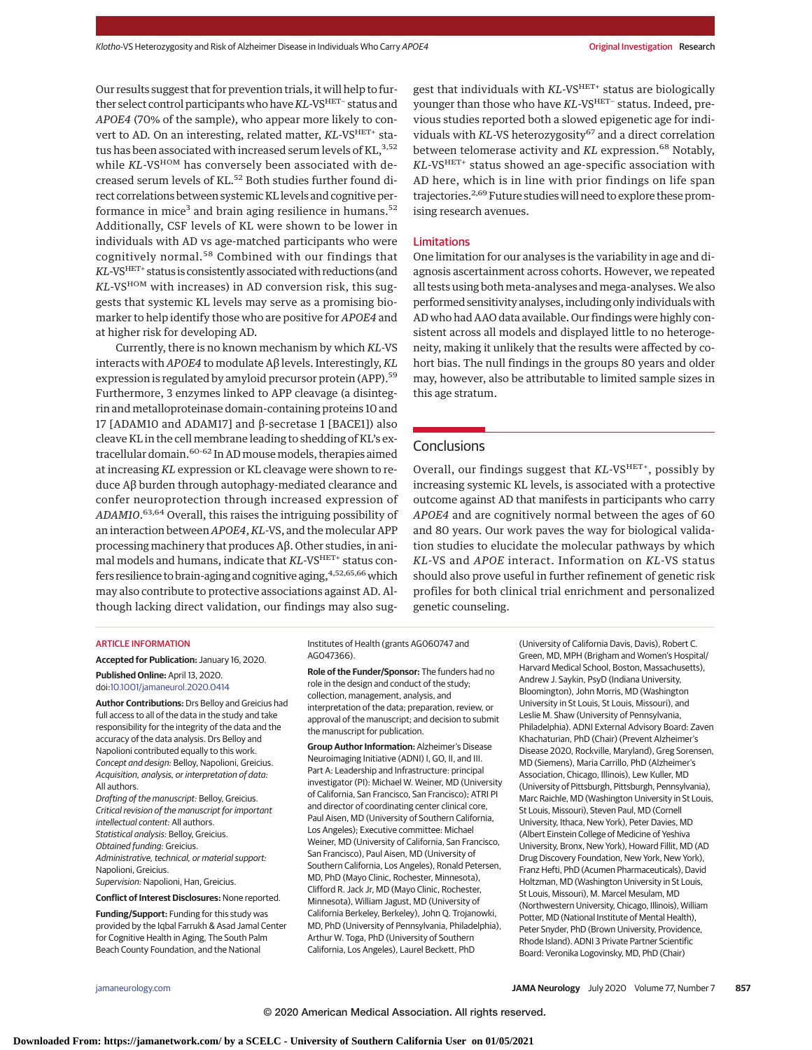Our results suggest that for prevention trials, it will help to further select control participants who have *KL*-VS$^{HET-}$ status and *APOE4* (70% of the sample), who appear more likely to convert to AD. On an interesting, related matter, *KL*-VS$^{HET+}$ status has been associated with increased serum levels of KL,[3,52] while *KL*-VS$^{HOM}$ has conversely been associated with decreased serum levels of KL.[52] Both studies further found direct correlations between systemic KL levels and cognitive performance in mice[3] and brain aging resilience in humans.[52] Additionally, CSF levels of KL were shown to be lower in individuals with AD vs age-matched participants who were cognitively normal.[58] Combined with our findings that *KL*-VS$^{HET+}$ status is consistently associated with reductions (and *KL*-VS$^{HOM}$ with increases) in AD conversion risk, this suggests that systemic KL levels may serve as a promising biomarker to help identify those who are positive for *APOE4* and at higher risk for developing AD.

Currently, there is no known mechanism by which *KL*-VS interacts with *APOE4* to modulate Aβ levels. Interestingly, *KL* expression is regulated by amyloid precursor protein (APP).[59] Furthermore, 3 enzymes linked to APP cleavage (a disintegrin and metalloproteinase domain-containing proteins 10 and 17 [ADAM10 and ADAM17] and β-secretase 1 [BACE1]) also cleave KL in the cell membrane leading to shedding of KL's extracellular domain.[60-62] In AD mouse models, therapies aimed at increasing *KL* expression or KL cleavage were shown to reduce Aβ burden through autophagy-mediated clearance and confer neuroprotection through increased expression of *ADAM10*.[63,64] Overall, this raises the intriguing possibility of an interaction between *APOE4*, *KL*-VS, and the molecular APP processing machinery that produces Aβ. Other studies, in animal models and humans, indicate that *KL*-VS$^{HET+}$ status confers resilience to brain-aging and cognitive aging,[4,52,65,66] which may also contribute to protective associations against AD. Although lacking direct validation, our findings may also suggest that individuals with *KL*-VS$^{HET+}$ status are biologically younger than those who have *KL*-VS$^{HET-}$ status. Indeed, previous studies reported both a slowed epigenetic age for individuals with *KL*-VS heterozygosity[67] and a direct correlation between telomerase activity and *KL* expression.[68] Notably, *KL*-VS$^{HET+}$ status showed an age-specific association with AD here, which is in line with prior findings on life span trajectories.[2,69] Future studies will need to explore these promising research avenues.

### Limitations

One limitation for our analyses is the variability in age and diagnosis ascertainment across cohorts. However, we repeated all tests using both meta-analyses and mega-analyses. We also performed sensitivity analyses, including only individuals with AD who had AAO data available. Our findings were highly consistent across all models and displayed little to no heterogeneity, making it unlikely that the results were affected by cohort bias. The null findings in the groups 80 years and older may, however, also be attributable to limited sample sizes in this age stratum.

## Conclusions

Overall, our findings suggest that *KL*-VS$^{HET+}$, possibly by increasing systemic KL levels, is associated with a protective outcome against AD that manifests in participants who carry *APOE4* and are cognitively normal between the ages of 60 and 80 years. Our work paves the way for biological validation studies to elucidate the molecular pathways by which *KL*-VS and *APOE* interact. Information on *KL*-VS status should also prove useful in further refinement of genetic risk profiles for both clinical trial enrichment and personalized genetic counseling.

ARTICLE INFORMATION

**Accepted for Publication:** January 16, 2020.

**Published Online:** April 13, 2020. doi:10.1001/jamaneurol.2020.0414

**Author Contributions:** Drs Belloy and Greicius had full access to all of the data in the study and take responsibility for the integrity of the data and the accuracy of the data analysis. Drs Belloy and Napolioni contributed equally to this work.
*Concept and design:* Belloy, Napolioni, Greicius.
*Acquisition, analysis, or interpretation of data:* All authors.
*Drafting of the manuscript:* Belloy, Greicius.
*Critical revision of the manuscript for important intellectual content:* All authors.
*Statistical analysis:* Belloy, Greicius.
*Obtained funding:* Greicius.
*Administrative, technical, or material support:* Napolioni, Greicius.
*Supervision:* Napolioni, Han, Greicius.

**Conflict of Interest Disclosures:** None reported.

**Funding/Support:** Funding for this study was provided by the Iqbal Farrukh & Asad Jamal Center for Cognitive Health in Aging, The South Palm Beach County Foundation, and the National Institutes of Health (grants AG060747 and AG047366).

**Role of the Funder/Sponsor:** The funders had no role in the design and conduct of the study; collection, management, analysis, and interpretation of the data; preparation, review, or approval of the manuscript; and decision to submit the manuscript for publication.

**Group Author Information:** Alzheimer's Disease Neuroimaging Initiative (ADNI) I, GO, II, and III. Part A: Leadership and Infrastructure: principal investigator (PI): Michael W. Weiner, MD (University of California, San Francisco, San Francisco); ATRI PI and director of coordinating center clinical core, Paul Aisen, MD (University of Southern California, Los Angeles); Executive committee: Michael Weiner, MD (University of California, San Francisco, San Francisco), Paul Aisen, MD (University of Southern California, Los Angeles), Ronald Petersen, MD, PhD (Mayo Clinic, Rochester, Minnesota), Clifford R. Jack Jr, MD (Mayo Clinic, Rochester, Minnesota), William Jagust, MD (University of California Berkeley, Berkeley), John Q. Trojanowki, MD, PhD (University of Pennsylvania, Philadelphia), Arthur W. Toga, PhD (University of Southern California, Los Angeles), Laurel Beckett, PhD (University of California Davis, Davis), Robert C. Green, MD, MPH (Brigham and Women's Hospital/Harvard Medical School, Boston, Massachusetts), Andrew J. Saykin, PsyD (Indiana University, Bloomington), John Morris, MD (Washington University in St Louis, St Louis, Missouri), and Leslie M. Shaw (University of Pennsylvania, Philadelphia). ADNI External Advisory Board: Zaven Khachaturian, PhD (Chair) (Prevent Alzheimer's Disease 2020, Rockville, Maryland), Greg Sorensen, MD (Siemens), Maria Carrillo, PhD (Alzheimer's Association, Chicago, Illinois), Lew Kuller, MD (University of Pittsburgh, Pittsburgh, Pennsylvania), Marc Raichle, MD (Washington University in St Louis, St Louis, Missouri), Steven Paul, MD (Cornell University, Ithaca, New York), Peter Davies, MD (Albert Einstein College of Medicine of Yeshiva University, Bronx, New York), Howard Fillit, MD (AD Drug Discovery Foundation, New York, New York), Franz Hefti, PhD (Acumen Pharmaceuticals), David Holtzman, MD (Washington University in St Louis, St Louis, Missouri), M. Marcel Mesulam, MD (Northwestern University, Chicago, Illinois), William Potter, MD (National Institute of Mental Health), Peter Snyder, PhD (Brown University, Providence, Rhode Island). ADNI 3 Private Partner Scientific Board: Veronika Logovinsky, MD, PhD (Chair)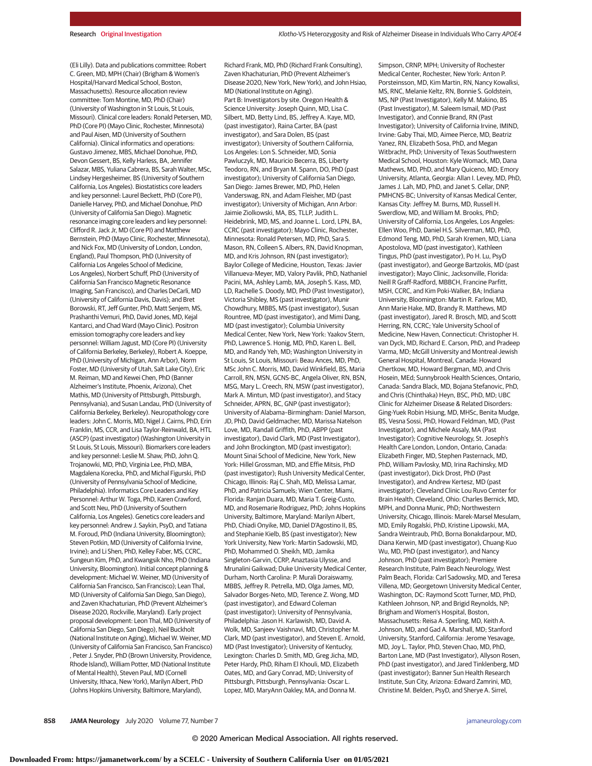(Eli Lilly). Data and publications committee: Robert C. Green, MD, MPH (Chair) (Brigham & Women's Hospital/Harvard Medical School, Boston, Massachusetts). Resource allocation review committee: Tom Montine, MD, PhD (Chair) (University of Washington in St Louis, St Louis, Missouri). Clinical core leaders: Ronald Petersen, MD, PhD (Core PI) (Mayo Clinic, Rochester, Minnesota) and Paul Aisen, MD (University of Southern California). Clinical informatics and operations: Gustavo Jimenez, MBS, Michael Donohue, PhD, Devon Gessert, BS, Kelly Harless, BA, Jennifer Salazar, MBS, Yuliana Cabrera, BS, Sarah Walter, MSc, Lindsey Hergesheimer, BS (University of Southern California, Los Angeles). Biostatistics core leaders and key personnel: Laurel Beckett, PhD (Core PI), Danielle Harvey, PhD, and Michael Donohue, PhD (University of California San Diego). Magnetic resonance imaging core leaders and key personnel: Clifford R. Jack Jr, MD (Core PI) and Matthew Bernstein, PhD (Mayo Clinic, Rochester, Minnesota), and Nick Fox, MD (University of London, London, England), Paul Thompson, PhD (University of California Los Angeles School of Medicine, Los Angeles), Norbert Schuff, PhD (University of California San Francisco Magnetic Resonance Imaging, San Francisco), and Charles DeCarli, MD (University of California Davis, Davis); and Bret Borowski, RT, Jeff Gunter, PhD, Matt Senjem, MS, Prashanthi Vemuri, PhD, David Jones, MD, Kejal Kantarci, and Chad Ward (Mayo Clinic). Positron emission tomography core leaders and key personnel: William Jagust, MD (Core PI) (University of California Berkeley, Berkeley), Robert A. Koeppe, PhD (University of Michigan, Ann Arbor), Norm Foster, MD (University of Utah, Salt Lake City), Eric M. Reiman, MD and Kewei Chen, PhD (Banner Alzheimer's Institute, Phoenix, Arizona), Chet Mathis, MD (University of Pittsburgh, Pittsburgh, Pennsylvania), and Susan Landau, PhD (University of California Berkeley, Berkeley). Neuropathology core leaders: John C. Morris, MD, Nigel J. Cairns, PhD, Erin Franklin, MS, CCR, and Lisa Taylor-Reinwald, BA, HTL (ASCP) (past investigator) (Washington University in St Louis, St Louis, Missouri). Biomarkers core leaders and key personnel: Leslie M. Shaw, PhD, John Q. Trojanowki, MD, PhD, Virginia Lee, PhD, MBA, Magdalena Korecka, PhD, and Michal Figurski, PhD (University of Pennsylvania School of Medicine, Philadelphia). Informatics Core Leaders and Key Personnel: Arthur W. Toga, PhD, Karen Crawford, and Scott Neu, PhD (University of Southern California, Los Angeles). Genetics core leaders and key personnel: Andrew J. Saykin, PsyD, and Tatiana M. Foroud, PhD (Indiana University, Bloomington); Steven Potkin, MD (University of California Irvine, Irvine); and Li Shen, PhD, Kelley Faber, MS, CCRC, Sungeun Kim, PhD, and Kwangsik Nho, PhD (Indiana University, Bloomington). Initial concept planning & development: Michael W. Weiner, MD (University of California San Francisco, San Francisco); Lean Thal, MD (University of California San Diego, San Diego), and Zaven Khachaturian, PhD (Prevent Alzheimer's Disease 2020, Rockville, Maryland). Early project proposal development: Leon Thal, MD (University of California San Diego, San Diego), Neil Buckholt (National Institute on Aging), Michael W. Weiner, MD (University of California San Francisco, San Francisco), Peter J. Snyder, PhD (Brown University, Providence, Rhode Island), William Potter, MD (National Institute of Mental Health), Steven Paul, MD (Cornell University, Ithaca, New York), Marilyn Albert, PhD (Johns Hopkins University, Baltimore, Maryland), Richard Frank, MD, PhD (Richard Frank Consulting), Zaven Khachaturian, PhD (Prevent Alzheimer's Disease 2020, New York, New York), and John Hsiao, MD (National Institute on Aging).

Part B: Investigators by site. Oregon Health & Science University: Joseph Quinn, MD, Lisa C. Silbert, MD, Betty Lind, BS, Jeffrey A. Kaye, MD, (past investigator), Raina Carter, BA (past investigator), and Sara Dolen, BS (past investigator); University of Southern California, Los Angeles: Lon S. Schneider, MD, Sonia Pawluczyk, MD, Mauricio Becerra, BS, Liberty Teodoro, RN, and Bryan M. Spann, DO, PhD (past investigator); University of California San Diego, San Diego: James Brewer, MD, PhD, Helen Vanderswag, RN, and Adam Fleisher, MD (past investigator); University of Michigan, Ann Arbor: Jaimie Ziolkowski, MA, BS, TLLP, Judith L. Heidebrink, MD, MS, and Joanne L. Lord, LPN, BA, CCRC (past investigator); Mayo Clinic, Rochester, Minnesota: Ronald Petersen, MD, PhD, Sara S. Mason, RN, Colleen S. Albers, RN, David Knopman, MD, and Kris Johnson, RN (past investigator); Baylor College of Medicine, Houston, Texas: Javier Villanueva-Meyer, MD, Valory Pavlik, PhD, Nathaniel Pacini, MA, Ashley Lamb, MA, Joseph S. Kass, MD, LD, Rachelle S. Doody, MD, PhD (Past Investigator), Victoria Shibley, MS (past investigator), Munir Chowdhury, MBBS, MS (past investigator), Susan Rountree, MD (past investigator), and Mimi Dang, MD (past investigator); Columbia University Medical Center, New York, New York: Yaakov Stern, PhD, Lawrence S. Honig, MD, PhD, Karen L. Bell, MD, and Randy Yeh, MD; Washington University in St Louis, St Louis, Missouri: Beau Ances, MD, PhD, MSc John C. Morris, MD, David Winkfield, BS, Maria Carroll, RN, MSN, GCNS-BC, Angela Oliver, RN, BSN, MSG, Mary L. Creech, RN, MSW (past investigator), Mark A. Mintun, MD (past investigator), and Stacy Schneider, APRN, BC, GNP (past investigator); University of Alabama–Birmingham: Daniel Marson, JD, PhD, David Geldmacher, MD, Marissa Natelson Love, MD, Randall Griffith, PhD, ABPP (past investigator), David Clark, MD (Past Investigator), and John Brockington, MD (past investigator); Mount Sinai School of Medicine, New York, New York: Hillel Grossman, MD, and Effie Mitsis, PhD (past investigator); Rush University Medical Center, Chicago, Illinois: Raj C. Shah, MD, Melissa Lamar, PhD, and Patricia Samuels; Wien Center, Miami, Florida: Ranjan Duara, MD, Maria T. Greig-Custo, MD, and Rosemarie Rodriguez, PhD; Johns Hopkins University, Baltimore, Maryland: Marilyn Albert, PhD, Chiadi Onyike, MD, Daniel D'Agostino II, BS, and Stephanie Kielb, BS (past investigator); New York University, New York: Martin Sadowski, MD, PhD, Mohammed O. Sheikh, MD, Jamika Singleton-Garvin, CCRP, Anaztasia Ulysse, and Mrunalini Gaikwad; Duke University Medical Center, Durham, North Carolina: P. Murali Doraiswamy, MBBS, Jeffrey R. Petrella, MD, Olga James, MD, Salvador Borges-Neto, MD, Terence Z. Wong, MD (past investigator), and Edward Coleman (past investigator); University of Pennsylvania, Philadelphia: Jason H. Karlawish, MD, David A. Wolk, MD, Sanjeev Vaishnavi, MD, Christopher M. Clark, MD (past investigator), and Steven E. Arnold, MD (Past Investigator); University of Kentucky, Lexington: Charles D. Smith, MD, Greg Jicha, MD, Peter Hardy, PhD, Riham El Khouli, MD, Elizabeth Oates, MD, and Gary Conrad, MD; University of Pittsburgh, Pittsburgh, Pennsylvania: Oscar L. Lopez, MD, MaryAnn Oakley, MA, and Donna M. Simpson, CRNP, MPH; University of Rochester Medical Center, Rochester, New York: Anton P. Porsteinsson, MD, Kim Martin, RN, Nancy Kowalksi, MS, RNC, Melanie Keltz, RN, Bonnie S. Goldstein, MS, NP (Past Investigator), Kelly M. Makino, BS (Past Investigator), M. Saleem Ismail, MD (Past Investigator), and Connie Brand, RN (Past Investigator); University of California Irvine, IMIND, Irvine: Gaby Thai, MD, Aimee Pierce, MD, Beatriz Yanez, RN, Elizabeth Sosa, PhD, and Megan Witbracht, PhD; University of Texas Southwestern Medical School, Houston: Kyle Womack, MD, Dana Mathews, MD, PhD, and Mary Quiceno, MD; Emory University, Atlanta, Georgia: Allan I. Levey, MD, PhD, James J. Lah, MD, PhD, and Janet S. Cellar, DNP, PMHCNS-BC; University of Kansas Medical Center, Kansas City: Jeffrey M. Burns, MD, Russell H. Swerdlow, MD, and William M. Brooks, PhD; University of California, Los Angeles, Los Angeles: Ellen Woo, PhD, Daniel H.S. Silverman, MD, PhD, Edmond Teng, MD, PhD, Sarah Kremen, MD, Liana Apostolova, MD (past investigator), Kathleen Tingus, PhD (past investigator), Po H. Lu, PsyD (past investigator), and George Bartzokis, MD (past investigator); Mayo Clinic, Jacksonville, Florida: Neill R Graff-Radford, MBBCH, Francine Parfitt, MSH, CCRC, and Kim Poki-Walker, BA; Indiana University, Bloomington: Martin R. Farlow, MD, Ann Marie Hake, MD, Brandy R. Matthews, MD (past investigator), Jared R. Brosch, MD, and Scott Herring, RN, CCRC; Yale University School of Medicine, New Haven, Connecticut: Christopher H. van Dyck, MD, Richard E. Carson, PhD, and Pradeep Varma, MD; McGill University and Montreal-Jewish General Hospital, Montreal, Canada: Howard Chertkow, MD, Howard Bergman, MD, and Chris Hosein, MEd; Sunnybrook Health Sciences, Ontario, Canada: Sandra Black, MD, Bojana Stefanovic, PhD, and Chris (Chinthaka) Heyn, BSC, PhD, MD; UBC Clinic for Alzheimer Disease & Related Disorders: Ging-Yuek Robin Hsiung, MD, MHSc, Benita Mudge, BS, Vesna Sossi, PhD, Howard Feldman, MD, (Past Investigator), and Michele Assaly, MA (Past Investigator); Cognitive Neurology, St. Joseph's Health Care London, London, Ontario, Canada: Elizabeth Finger, MD, Stephen Pasternack, MD, PhD, William Pavlosky, MD, Irina Rachinsky, MD (past investigator), Dick Drost, PhD (Past Investigator), and Andrew Kertesz, MD (past investigator); Cleveland Clinic Lou Ruvo Center for Brain Health, Cleveland, Ohio: Charles Bernick, MD, MPH, and Donna Munic, PhD; Northwestern University, Chicago, Illinois: Marek-Marsel Mesulam, MD, Emily Rogalski, PhD, Kristine Lipowski, MA, Sandra Weintraub, PhD, Borna Bonakdarpour, MD, Diana Kerwin, MD (past investigator), Chuang-Kuo Wu, MD, PhD (past investigator), and Nancy Johnson, PhD (past investigator); Premiere Research Institute, Palm Beach Neurology, West Palm Beach, Florida: Carl Sadowsky, MD, and Teresa Villena, MD; Georgetown University Medical Center, Washington, DC: Raymond Scott Turner, MD, PhD, Kathleen Johnson, NP, and Brigid Reynolds, NP; Brigham and Women's Hospital, Boston, Massachusetts: Reisa A. Sperling, MD, Keith A. Johnson, MD, and Gad A. Marshall, MD; Stanford University, Stanford, California: Jerome Yesavage, MD, Joy L. Taylor, PhD, Steven Chao, MD, PhD, Barton Lane, MD (Past Investigator), Allyson Rosen, PhD (past investigator), and Jared Tinklenberg, MD (past investigator); Banner Sun Health Research Institute, Sun City, Arizona: Edward Zamrini, MD, Christine M. Belden, PsyD, and Sherye A. Sirrel,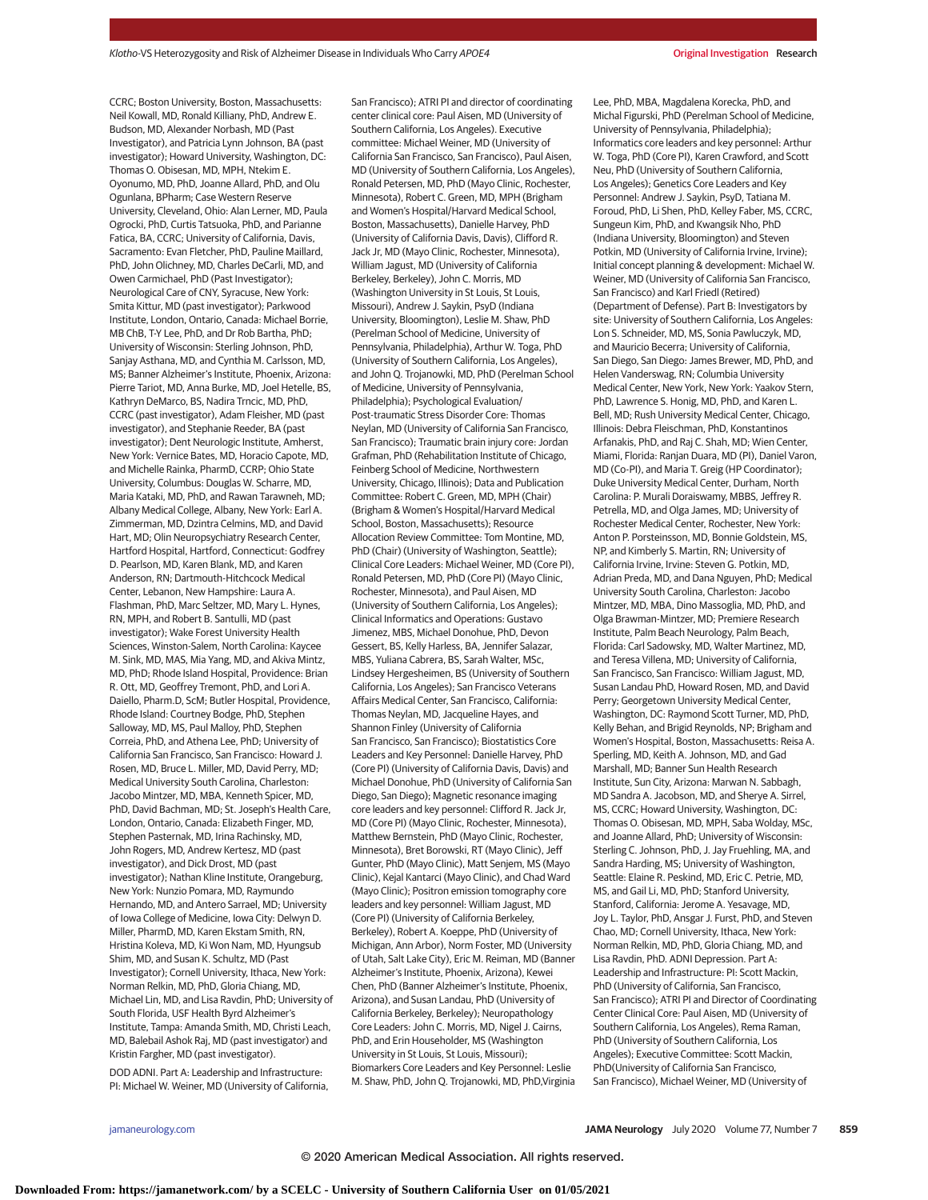CCRC; Boston University, Boston, Massachusetts: Neil Kowall, MD, Ronald Killiany, PhD, Andrew E. Budson, MD, Alexander Norbash, MD (Past Investigator), and Patricia Lynn Johnson, BA (past investigator); Howard University, Washington, DC: Thomas O. Obisesan, MD, MPH, Ntekim E. Oyonumo, MD, PhD, Joanne Allard, PhD, and Olu Ogunlana, BPharm; Case Western Reserve University, Cleveland, Ohio: Alan Lerner, MD, Paula Ogrocki, PhD, Curtis Tatsuoka, PhD, and Parianne Fatica, BA, CCRC; University of California, Davis, Sacramento: Evan Fletcher, PhD, Pauline Maillard, PhD, John Olichney, MD, Charles DeCarli, MD, and Owen Carmichael, PhD (Past Investigator); Neurological Care of CNY, Syracuse, New York: Smita Kittur, MD (past investigator); Parkwood Institute, London, Ontario, Canada: Michael Borrie, MB ChB, T-Y Lee, PhD, and Dr Rob Bartha, PhD; University of Wisconsin: Sterling Johnson, PhD, Sanjay Asthana, MD, and Cynthia M. Carlsson, MD, MS; Banner Alzheimer's Institute, Phoenix, Arizona: Pierre Tariot, MD, Anna Burke, MD, Joel Hetelle, BS, Kathryn DeMarco, BS, Nadira Trncic, MD, PhD, CCRC (past investigator), Adam Fleisher, MD (past investigator), and Stephanie Reeder, BA (past investigator); Dent Neurologic Institute, Amherst, New York: Vernice Bates, MD, Horacio Capote, MD, and Michelle Rainka, PharmD, CCRP; Ohio State University, Columbus: Douglas W. Scharre, MD, Maria Kataki, MD, PhD, and Rawan Tarawneh, MD; Albany Medical College, Albany, New York: Earl A. Zimmerman, MD, Dzintra Celmins, MD, and David Hart, MD; Olin Neuropsychiatry Research Center, Hartford Hospital, Hartford, Connecticut: Godfrey D. Pearlson, MD, Karen Blank, MD, and Karen Anderson, RN; Dartmouth-Hitchcock Medical Center, Lebanon, New Hampshire: Laura A. Flashman, PhD, Marc Seltzer, MD, Mary L. Hynes, RN, MPH, and Robert B. Santulli, MD (past investigator); Wake Forest University Health Sciences, Winston-Salem, North Carolina: Kaycee M. Sink, MD, MAS, Mia Yang, MD, and Akiva Mintz, MD, PhD; Rhode Island Hospital, Providence: Brian R. Ott, MD, Geoffrey Tremont, PhD, and Lori A. Daiello, Pharm.D, ScM; Butler Hospital, Providence, Rhode Island: Courtney Bodge, PhD, Stephen Salloway, MD, MS, Paul Malloy, PhD, Stephen Correia, PhD, and Athena Lee, PhD; University of California San Francisco, San Francisco: Howard J. Rosen, MD, Bruce L. Miller, MD, David Perry, MD; Medical University South Carolina, Charleston: Jacobo Mintzer, MD, MBA, Kenneth Spicer, MD, PhD, David Bachman, MD; St. Joseph's Health Care, London, Ontario, Canada: Elizabeth Finger, MD, Stephen Pasternak, MD, Irina Rachinsky, MD, John Rogers, MD, Andrew Kertesz, MD (past investigator), and Dick Drost, MD (past investigator); Nathan Kline Institute, Orangeburg, New York: Nunzio Pomara, MD, Raymundo Hernando, MD, and Antero Sarrael, MD; University of Iowa College of Medicine, Iowa City: Delwyn D. Miller, PharmD, MD, Karen Ekstam Smith, RN, Hristina Koleva, MD, Ki Won Nam, MD, Hyungsub Shim, MD, and Susan K. Schultz, MD (Past Investigator); Cornell University, Ithaca, New York: Norman Relkin, MD, PhD, Gloria Chiang, MD, Michael Lin, MD, and Lisa Ravdin, PhD; University of South Florida, USF Health Byrd Alzheimer's Institute, Tampa: Amanda Smith, MD, Christi Leach, MD, Balebail Ashok Raj, MD (past investigator) and Kristin Fargher, MD (past investigator).

DOD ADNI. Part A: Leadership and Infrastructure: PI: Michael W. Weiner, MD (University of California, San Francisco); ATRI PI and director of coordinating center clinical core: Paul Aisen, MD (University of Southern California, Los Angeles). Executive committee: Michael Weiner, MD (University of California San Francisco, San Francisco), Paul Aisen, MD (University of Southern California, Los Angeles), Ronald Petersen, MD, PhD (Mayo Clinic, Rochester, Minnesota), Robert C. Green, MD, MPH (Brigham and Women's Hospital/Harvard Medical School, Boston, Massachusetts), Danielle Harvey, PhD (University of California Davis, Davis), Clifford R. Jack Jr, MD (Mayo Clinic, Rochester, Minnesota), William Jagust, MD (University of California Berkeley, Berkeley), John C. Morris, MD (Washington University in St Louis, St Louis, Missouri), Andrew J. Saykin, PsyD (Indiana University, Bloomington), Leslie M. Shaw, PhD (Perelman School of Medicine, University of Pennsylvania, Philadelphia), Arthur W. Toga, PhD (University of Southern California, Los Angeles), and John Q. Trojanowki, MD, PhD (Perelman School of Medicine, University of Pennsylvania, Philadelphia); Psychological Evaluation/Post-traumatic Stress Disorder Core: Thomas Neylan, MD (University of California San Francisco, San Francisco); Traumatic brain injury core: Jordan Grafman, PhD (Rehabilitation Institute of Chicago, Feinberg School of Medicine, Northwestern University, Chicago, Illinois); Data and Publication Committee: Robert C. Green, MD, MPH (Chair) (Brigham & Women's Hospital/Harvard Medical School, Boston, Massachusetts); Resource Allocation Review Committee: Tom Montine, MD, PhD (Chair) (University of Washington, Seattle); Clinical Core Leaders: Michael Weiner, MD (Core PI), Ronald Petersen, MD, PhD (Core PI) (Mayo Clinic, Rochester, Minnesota), and Paul Aisen, MD (University of Southern California, Los Angeles); Clinical Informatics and Operations: Gustavo Jimenez, MBS, Michael Donohue, PhD, Devon Gessert, BS, Kelly Harless, BA, Jennifer Salazar, MBS, Yuliana Cabrera, BS, Sarah Walter, MSc, Lindsey Hergesheimen, BS (University of Southern California, Los Angeles); San Francisco Veterans Affairs Medical Center, San Francisco, California: Thomas Neylan, MD, Jacqueline Hayes, and Shannon Finley (University of California San Francisco, San Francisco); Biostatistics Core Leaders and Key Personnel: Danielle Harvey, PhD (Core PI) (University of California Davis, Davis) and Michael Donohue, PhD (University of California San Diego, San Diego); Magnetic resonance imaging core leaders and key personnel: Clifford R. Jack Jr, MD (Core PI) (Mayo Clinic, Rochester, Minnesota), Matthew Bernstein, PhD (Mayo Clinic, Rochester, Minnesota), Bret Borowski, RT (Mayo Clinic), Jeff Gunter, PhD (Mayo Clinic), Matt Senjem, MS (Mayo Clinic), Kejal Kantarci (Mayo Clinic), and Chad Ward (Mayo Clinic); Positron emission tomography core leaders and key personnel: William Jagust, MD (Core PI) (University of California Berkeley, Berkeley), Robert A. Koeppe, PhD (University of Michigan, Ann Arbor), Norm Foster, MD (University of Utah, Salt Lake City), Eric M. Reiman, MD (Banner Alzheimer's Institute, Phoenix, Arizona), Kewei Chen, PhD (Banner Alzheimer's Institute, Phoenix, Arizona), and Susan Landau, PhD (University of California Berkeley, Berkeley); Neuropathology Core Leaders: John C. Morris, MD, Nigel J. Cairns, PhD, and Erin Householder, MS (Washington University in St Louis, St Louis, Missouri); Biomarkers Core Leaders and Key Personnel: Leslie M. Shaw, PhD, John Q. Trojanowki, MD, PhD,Virginia Lee, PhD, MBA, Magdalena Korecka, PhD, and Michal Figurski, PhD (Perelman School of Medicine, University of Pennsylvania, Philadelphia); Informatics core leaders and key personnel: Arthur W. Toga, PhD (Core PI), Karen Crawford, and Scott Neu, PhD (University of Southern California, Los Angeles); Genetics Core Leaders and Key Personnel: Andrew J. Saykin, PsyD, Tatiana M. Foroud, PhD, Li Shen, PhD, Kelley Faber, MS, CCRC, Sungeun Kim, PhD, and Kwangsik Nho, PhD (Indiana University, Bloomington) and Steven Potkin, MD (University of California Irvine, Irvine); Initial concept planning & development: Michael W. Weiner, MD (University of California San Francisco, San Francisco) and Karl Friedl (Retired) (Department of Defense). Part B: Investigators by site: University of Southern California, Los Angeles: Lon S. Schneider, MD, MS, Sonia Pawluczyk, MD, and Mauricio Becerra; University of California, San Diego, San Diego: James Brewer, MD, PhD, and Helen Vanderswag, RN; Columbia University Medical Center, New York, New York: Yaakov Stern, PhD, Lawrence S. Honig, MD, PhD, and Karen L. Bell, MD; Rush University Medical Center, Chicago, Illinois: Debra Fleischman, PhD, Konstantinos Arfanakis, PhD, and Raj C. Shah, MD; Wien Center, Miami, Florida: Ranjan Duara, MD (PI), Daniel Varon, MD (Co-PI), and Maria T. Greig (HP Coordinator); Duke University Medical Center, Durham, North Carolina: P. Murali Doraiswamy, MBBS, Jeffrey R. Petrella, MD, and Olga James, MD; University of Rochester Medical Center, Rochester, New York: Anton P. Porsteinsson, MD, Bonnie Goldstein, MS, NP, and Kimberly S. Martin, RN; University of California Irvine, Irvine: Steven G. Potkin, MD, Adrian Preda, MD, and Dana Nguyen, PhD; Medical University South Carolina, Charleston: Jacobo Mintzer, MD, MBA, Dino Massoglia, MD, PhD, and Olga Brawman-Mintzer, MD; Premiere Research Institute, Palm Beach Neurology, Palm Beach, Florida: Carl Sadowsky, MD, Walter Martinez, MD, and Teresa Villena, MD; University of California, San Francisco, San Francisco: William Jagust, MD, Susan Landau PhD, Howard Rosen, MD, and David Perry; Georgetown University Medical Center, Washington, DC: Raymond Scott Turner, MD, PhD, Kelly Behan, and Brigid Reynolds, NP; Brigham and Women's Hospital, Boston, Massachusetts: Reisa A. Sperling, MD, Keith A. Johnson, MD, and Gad Marshall, MD; Banner Sun Health Research Institute, Sun City, Arizona: Marwan N. Sabbagh, MD Sandra A. Jacobson, MD, and Sherye A. Sirrel, MS, CCRC; Howard University, Washington, DC: Thomas O. Obisesan, MD, MPH, Saba Wolday, MSc, and Joanne Allard, PhD; University of Wisconsin: Sterling C. Johnson, PhD, J. Jay Fruehling, MA, and Sandra Harding, MS; University of Washington, Seattle: Elaine R. Peskind, MD, Eric C. Petrie, MD, MS, and Gail Li, MD, PhD; Stanford University, Stanford, California: Jerome A. Yesavage, MD, Joy L. Taylor, PhD, Ansgar J. Furst, PhD, and Steven Chao, MD; Cornell University, Ithaca, New York: Norman Relkin, MD, PhD, Gloria Chiang, MD, and Lisa Ravdin, PhD. ADNI Depression. Part A: Leadership and Infrastructure: PI: Scott Mackin, PhD (University of California, San Francisco, San Francisco); ATRI PI and Director of Coordinating Center Clinical Core: Paul Aisen, MD (University of Southern California, Los Angeles), Rema Raman, PhD (University of Southern California, Los Angeles); Executive Committee: Scott Mackin, PhD(University of California San Francisco, San Francisco), Michael Weiner, MD (University of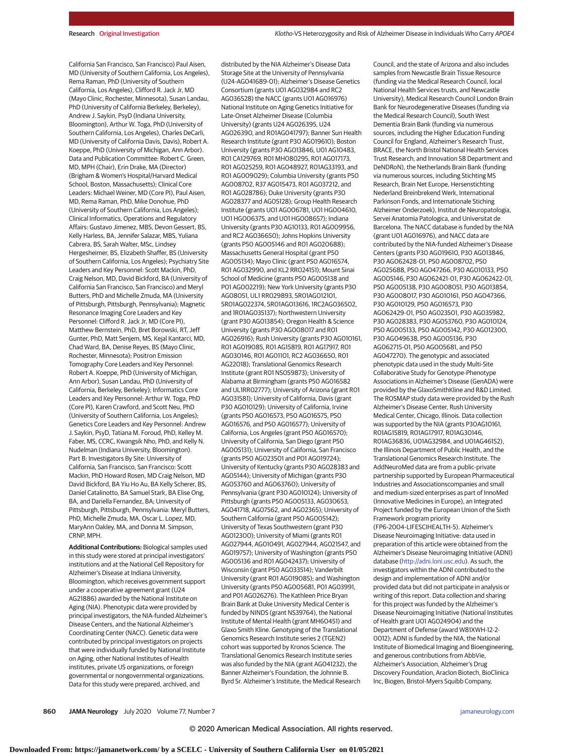California San Francisco, San Francisco) Paul Aisen, MD (University of Southern California, Los Angeles), Rema Raman, PhD (University of Southern California, Los Angeles), Clifford R. Jack Jr, MD (Mayo Clinic, Rochester, Minnesota), Susan Landau, PhD (University of California Berkeley, Berkeley), Andrew J. Saykin, PsyD (Indiana University, Bloomington), Arthur W. Toga, PhD (University of Southern California, Los Angeles), Charles DeCarli, MD (University of California Davis, Davis), Robert A. Koeppe, PhD (University of Michigan, Ann Arbor). Data and Publication Committee: Robert C. Green, MD, MPH (Chair), Erin Drake, MA (Director) (Brigham & Women's Hospital/Harvard Medical School, Boston, Massachusetts); Clinical Core Leaders: Michael Weiner, MD (Core PI), Paul Aisen, MD, Rema Raman, PhD, Mike Donohue, PhD (University of Southern California, Los Angeles); Clinical Informatics, Operations and Regulatory Affairs: Gustavo Jimenez, MBS, Devon Gessert, BS, Kelly Harless, BA, Jennifer Salazar, MBS, Yuliana Cabrera, BS, Sarah Walter, MSc, Lindsey Hergesheimer, BS, Elizabeth Shaffer, BS (University of Southern California, Los Angeles); Psychiatry Site Leaders and Key Personnel: Scott Mackin, PhD, Craig Nelson, MD, David Bickford, BA (University of California San Francisco) and Meryl Butters, PhD and Michelle Zmuda, MA (University of Pittsburgh, Pittsburgh, Pennsylvania); Magnetic Resonance Imaging Core Leaders and Key Personnel: Clifford R. Jack Jr, MD (Core PI), Matthew Bernstein, PhD, Bret Borowski, RT, Jeff Gunter, PhD, Matt Senjem, MS, Kejal Kantarci, MD, Chad Ward, BA, Denise Reyes, BS (Mayo Clinic, Rochester, Minnesota); Positron Emission Tomography Core Leaders and Key Personnel: Robert A. Koeppe, PhD (University of Michigan, Ann Arbor), Susan Landau, PhD (University of California, Berkeley, Berkeley); Informatics Core Leaders and Key Personnel: Arthur W. Toga, PhD (Core PI), Karen Crawford, and Scott Neu, PhD (University of Southern California, Los Angeles); Genetics Core Leaders and Key Personnel: Andrew J. Saykin, PsyD, Tatiana M. Foroud, PhD, Kelley M. Faber, MS, CCRC, Kwangsik Nho, PhD, and Kelly N. Nudelman (Indiana University, Bloomington). Part B: Investigators By Site: University of California, San Francisco, San Francisco: Scott Mackin, PhD Howard Rosen, MD Craig Nelson, MD David Bickford, BA Yiu Ho Au, BA Kelly Scherer, BS, Daniel Catalinotto, BA Samuel Stark, BA Elise Ong, BA, and Dariella Fernandez, BA; University of Pittsburgh, Pittsburgh, Pennsylvania: Meryl Butters, PhD, Michelle Zmuda, MA, Oscar L. Lopez, MD, MaryAnn Oakley, MA, and Donna M. Simpson, CRNP, MPH.

**Additional Contributions:** Biological samples used in this study were stored at principal investigators' institutions and at the National Cell Repository for Alzheimer's Disease at Indiana University, Bloomington, which receives government support under a cooperative agreement grant (U24 AG21886) awarded by the National Institute on Aging (NIA). Phenotypic data were provided by principal investigators, the NIA-funded Alzheimer's Disease Centers, and the National Alzheimer's Coordinating Center (NACC). Genetic data were contributed by principal investigators on projects that were individually funded by National Institute on Aging, other National Institutes of Health institutes, private US organizations, or foreign governmental or nongovernmental organizations. Data for this study were prepared, archived, and distributed by the NIA Alzheimer's Disease Data Storage Site at the University of Pennsylvania (U24-AG041689-01); Alzheimer's Disease Genetics Consortium (grants U01 AG032984 and RC2 AG036528) the NACC (grants U01 AG016976) National Institute on Aging Genetics Initiative for Late-Onset Alzheimer Disease (Columbia University) (grants U24 AG026395, U24 AG026390, and R01AG041797); Banner Sun Health Research Institute (grant P30 AG019610); Boston University (grants P30 AG013846, U01 AG10483, R01 CA129769, R01 MH080295, R01 AG017173, R01 AG025259, R01 AG048927, R01AG33193, and R01 AG009029); Columbia University (grants P50 AG008702, R37 AG015473, R01 AG037212, and R01 AG028786); Duke University (grants P30 AG28377 and AG05128); Group Health Research Institute (grants U01 AG006781, U01 HG004610, U01 HG006375, and U01 HG008657); Indiana University (grants P30 AG10133, R01 AG009956, and RC2 AG036650); Johns Hopkins University (grants P50 AG005146 and R01 AG020688); Massachusetts General Hospital (grant P50 AG005134); Mayo Clinic (grant P50 AG016574, R01 AG032990, and KL2 RR024151); Mount Sinai School of Medicine (grants P50 AG005138 and P01 AG002219); New York University (grants P30 AG08051, UL1 RR029893, 5R01AG012101, 5R01AG022374, 5R01AG013616, 1RC2AG036502, and 1R01AG035137); Northwestern University (grant P30 AG013854); Oregon Health & Science University (grants P30 AG008017 and R01 AG026916); Rush University (grants P30 AG010161, R01 AG019085, R01 AG15819, R01 AG17917, R01 AG030146, R01 AG01101, RC2 AG036650, R01 AG22018); Translational Genomics Research Institute (grant R01 NS059873); University of Alabama at Birmingham (grants P50 AG016582 and UL1RR02777); University of Arizona (grant R01 AG031581); University of California, Davis (grant P30 AG010129); University of California, Irvine (grants P50 AG016573, P50 AG016575, P50 AG016576, and P50 AG016577); University of California, Los Angeles (grant P50 AG016570); University of California, San Diego (grant P50 AG005131); University of California, San Francisco (grants P50 AG023501 and P01 AG019724); University of Kentucky (grants P30 AG028383 and AG05144); University of Michigan (grants P30 AG053760 and AG063760); University of Pennsylvania (grant P30 AG010124); University of Pittsburgh (grants P50 AG005133, AG030653, AG041718, AG07562, and AG02365); University of Southern California (grant P50 AG005142); University of Texas Southwestern (grant P30 AG012300); University of Miami (grants R01 AG027944, AG010491, AG027944, AG021547, and AG019757); University of Washington (grants P50 AG005136 and R01 AG042437); University of Wisconsin (grant P50 AG033514); Vanderbilt University (grant R01 AG019085); and Washington University (grants P50 AG005681, P01 AG03991, and P01 AG026276). The Kathleen Price Bryan Brain Bank at Duke University Medical Center is funded by NINDS (grant NS39764), the National Institute of Mental Health (grant MH60451) and Glaxo Smith Kline. Genotyping of the Translational Genomics Research Institute series 2 (TGEN2) cohort was supported by Kronos Science. The Translational Genomics Research Institute series was also funded by the NIA (grant AG041232), the Banner Alzheimer's Foundation, the Johnnie B. Byrd Sr. Alzheimer's Institute, the Medical Research Council, and the state of Arizona and also includes samples from Newcastle Brain Tissue Resource (funding via the Medical Research Council, local National Health Services trusts, and Newcastle University), Medical Research Council London Brain Bank for Neurodegenerative Diseases (funding via the Medical Research Council), South West Dementia Brain Bank (funding via numerous sources, including the Higher Education Funding Council for England, Alzheimer's Research Trust, BRACE, the North Bristol National Health Services Trust Research, and Innovation 58 Department and DeNDRoN), the Netherlands Brain Bank (funding via numerous sources, including Stichting MS Research, Brain Net Europe, Hersenstichting Nederland Breinbrekend Werk, International Parkinson Fonds, and Internationale Stiching Alzheimer Onderzoek), Institut de Neuropatologia, Servei Anatomia Patologica, and Universitat de Barcelona. The NACC database is funded by the NIA (grant U01 AG016976), and NACC data are contributed by the NIA-funded Alzheimer's Disease Centers (grants P30 AG019610, P30 AG013846, P30 AG062428-01, P50 AG008702, P50 AG025688, P50 AG047266, P30 AG010133, P50 AG005146, P30 AG062421-01, P30 AG062422-01, P50 AG005138, P30 AG008051, P30 AG013854, P30 AG008017, P30 AG010161, P50 AG047366, P30 AG010129, P50 AG016573, P30 AG062429-01, P50 AG023501, P30 AG035982, P30 AG028383, P30 AG053760, P30 AG010124, P50 AG005133, P50 AG005142, P30 AG012300, P30 AG049638, P50 AG005136, P30 AG062715-01, P50 AG005681, and P50 AG047270). The genotypic and associated phenotypic data used in the study Multi-Site Collaborative Study for Genotype-Phenotype Associations in Alzheimer's Disease (GenADA) were provided by the GlaxoSmithKline and R&D Limited. The ROSMAP study data were provided by the Rush Alzheimer's Disease Center, Rush University Medical Center, Chicago, Illinois. Data collection was supported by the NIA (grants P30AG10161, R01AG15819, R01AG17917, R01AG30146, R01AG36836, U01AG32984, and U01AG46152), the Illinois Department of Public Health, and the Translational Genomics Research Institute. The AddNeuroMed data are from a public-private partnership supported by European Pharmaceutical Industries and Associationscompanies and small and medium-sized enterprises as part of InnoMed (Innovative Medicines in Europe), an Integrated Project funded by the European Union of the Sixth Framework program priority (FP6-2004-LIFESCIHEALTH-5). Alzheimer's Disease Neuroimaging Initiative: data used in preparation of this article were obtained from the Alzheimer's Disease Neuroimaging Initiative (ADNI) database (http://adni.loni.usc.edu). As such, the investigators within the ADNI contributed to the design and implementation of ADNI and/or provided data but did not participate in analysis or writing of this report. Data collection and sharing for this project was funded by the Alzheimer's Disease Neuroimaging Initiative (National Institutes of Health grant U01 AG024904) and the Department of Defense (award W81XWH-12-2-0012); ADNI is funded by the NIA, the National Institute of Biomedical Imaging and Bioengineering, and generous contributions from AbbVie, Alzheimer's Association, Alzheimer's Drug Discovery Foundation, Araclon Biotech, BioClinica Inc, Biogen, Bristol-Myers Squibb Company,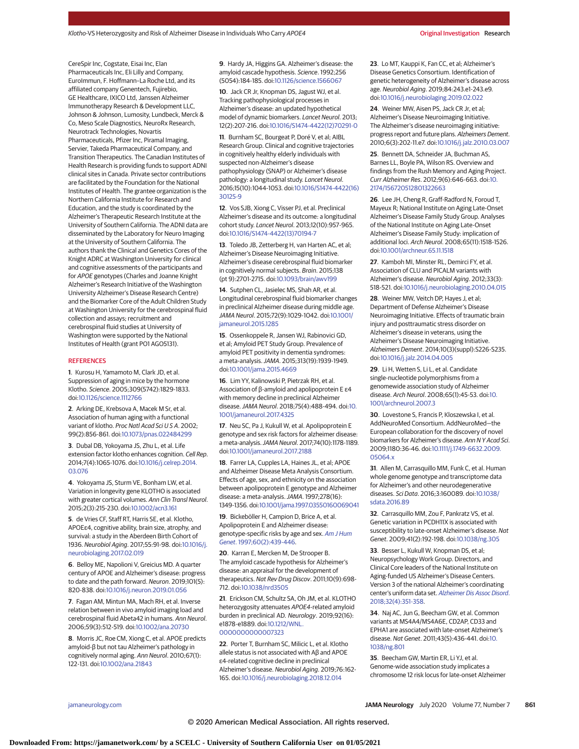CereSpir Inc, Cogstate, Eisai Inc, Elan Pharmaceuticals Inc, Eli Lilly and Company, EuroImmun, F. Hoffmann–La Roche Ltd, and its affiliated company Genentech, Fujirebio, GE Healthcare, IXICO Ltd, Janssen Alzheimer Immunotherapy Research & Development LLC, Johnson & Johnson, Lumosity, Lundbeck, Merck & Co, Meso Scale Diagnostics, NeuroRx Research, Neurotrack Technologies, Novartis Pharmaceuticals, Pfizer Inc, Piramal Imaging, Servier, Takeda Pharmaceutical Company, and Transition Therapeutics. The Canadian Institutes of Health Research is providing funds to support ADNI clinical sites in Canada. Private sector contributions are facilitated by the Foundation for the National Institutes of Health. The grantee organization is the Northern California Institute for Research and Education, and the study is coordinated by the Alzheimer's Therapeutic Research Institute at the University of Southern California. The ADNI data are disseminated by the Laboratory for Neuro Imaging at the University of Southern California. The authors thank the Clinical and Genetics Cores of the Knight ADRC at Washington University for clinical and cognitive assessments of the participants and for *APOE* genotypes (Charles and Joanne Knight Alzheimer's Research Initiative of the Washington University Alzheimer's Disease Research Centre) and the Biomarker Core of the Adult Children Study at Washington University for the cerebrospinal fluid collection and assays; recruitment and cerebrospinal fluid studies at University of Washington were supported by the National Institutes of Health (grant P01 AG05131).

## REFERENCES

1. Kurosu H, Yamamoto M, Clark JD, et al. Suppression of aging in mice by the hormone Klotho. *Science*. 2005;309(5742):1829-1833. doi:10.1126/science.1112766

2. Arking DE, Krebsova A, Macek M Sr, et al. Association of human aging with a functional variant of klotho. *Proc Natl Acad Sci U S A*. 2002; 99(2):856-861. doi:10.1073/pnas.022484299

3. Dubal DB, Yokoyama JS, Zhu L, et al. Life extension factor klotho enhances cognition. *Cell Rep*. 2014;7(4):1065-1076. doi:10.1016/j.celrep.2014.03.076

4. Yokoyama JS, Sturm VE, Bonham LW, et al. Variation in longevity gene KLOTHO is associated with greater cortical volumes. *Ann Clin Transl Neurol*. 2015;2(3):215-230. doi:10.1002/acn3.161

5. de Vries CF, Staff RT, Harris SE, et al. Klotho, APOEε4, cognitive ability, brain size, atrophy, and survival: a study in the Aberdeen Birth Cohort of 1936. *Neurobiol Aging*. 2017;55:91-98. doi:10.1016/j.neurobiolaging.2017.02.019

6. Belloy ME, Napolioni V, Greicius MD. A quarter century of APOE and Alzheimer's disease: progress to date and the path forward. *Neuron*. 2019;101(5): 820-838. doi:10.1016/j.neuron.2019.01.056

7. Fagan AM, Mintun MA, Mach RH, et al. Inverse relation between in vivo amyloid imaging load and cerebrospinal fluid Abeta42 in humans. *Ann Neurol*. 2006;59(3):512-519. doi:10.1002/ana.20730

8. Morris JC, Roe CM, Xiong C, et al. APOE predicts amyloid-β but not tau Alzheimer's pathology in cognitively normal aging. *Ann Neurol*. 2010;67(1): 122-131. doi:10.1002/ana.21843

9. Hardy JA, Higgins GA. Alzheimer's disease: the amyloid cascade hypothesis. *Science*. 1992;256 (5054):184-185. doi:10.1126/science.1566067

10. Jack CR Jr, Knopman DS, Jagust WJ, et al. Tracking pathophysiological processes in Alzheimer's disease: an updated hypothetical model of dynamic biomarkers. *Lancet Neurol*. 2013; 12(2):207-216. doi:10.1016/S1474-4422(12)70291-0

11. Burnham SC, Bourgeat P, Doré V, et al; AIBL Research Group. Clinical and cognitive trajectories in cognitively healthy elderly individuals with suspected non-Alzheimer's disease pathophysiology (SNAP) or Alzheimer's disease pathology: a longitudinal study. *Lancet Neurol*. 2016;15(10):1044-1053. doi:10.1016/S1474-4422(16)30125-9

12. Vos SJB, Xiong C, Visser PJ, et al. Preclinical Alzheimer's disease and its outcome: a longitudinal cohort study. *Lancet Neurol*. 2013;12(10):957-965. doi:10.1016/S1474-4422(13)70194-7

13. Toledo JB, Zetterberg H, van Harten AC, et al; Alzheimer's Disease Neuroimaging Initiative. Alzheimer's disease cerebrospinal fluid biomarker in cognitively normal subjects. *Brain*. 2015;138 (pt 9):2701-2715. doi:10.1093/brain/awv199

14. Sutphen CL, Jasielec MS, Shah AR, et al. Longitudinal cerebrospinal fluid biomarker changes in preclinical Alzheimer disease during middle age. *JAMA Neurol*. 2015;72(9):1029-1042. doi:10.1001/jamaneurol.2015.1285

15. Ossenkoppele R, Jansen WJ, Rabinovici GD, et al; Amyloid PET Study Group. Prevalence of amyloid PET positivity in dementia syndromes: a meta-analysis. *JAMA*. 2015;313(19):1939-1949. doi:10.1001/jama.2015.4669

16. Lim YY, Kalinowski P, Pietrzak RH, et al. Association of β-amyloid and apolipoprotein E ε4 with memory decline in preclinical Alzheimer disease. *JAMA Neurol*. 2018;75(4):488-494. doi:10.1001/jamaneurol.2017.4325

17. Neu SC, Pa J, Kukull W, et al. Apolipoprotein E genotype and sex risk factors for alzheimer disease: a meta-analysis. *JAMA Neurol*. 2017;74(10):1178-1189. doi:10.1001/jamaneurol.2017.2188

18. Farrer LA, Cupples LA, Haines JL, et al; APOE and Alzheimer Disease Meta Analysis Consortium. Effects of age, sex, and ethnicity on the association between apolipoprotein E genotype and Alzheimer disease: a meta-analysis. *JAMA*. 1997;278(16): 1349-1356. doi:10.1001/jama.1997.03550160069041

19. Bickeböller H, Campion D, Brice A, et al. Apolipoprotein E and Alzheimer disease: genotype-specific risks by age and sex. *Am J Hum Genet*. 1997;60(2):439-446.

20. Karran E, Mercken M, De Strooper B. The amyloid cascade hypothesis for Alzheimer's disease: an appraisal for the development of therapeutics. *Nat Rev Drug Discov*. 2011;10(9):698-712. doi:10.1038/nrd3505

21. Erickson CM, Schultz SA, Oh JM, et al. KLOTHO heterozygosity attenuates *APOE4*-related amyloid burden in preclinical AD. *Neurology*. 2019;92(16): e1878-e1889. doi:10.1212/WNL.0000000000007323

22. Porter T, Burnham SC, Milicic L, et al. Klotho allele status is not associated with Aβ and APOE ε4-related cognitive decline in preclinical Alzheimer's disease. *Neurobiol Aging*. 2019;76:162-165. doi:10.1016/j.neurobiolaging.2018.12.014

23. Lo MT, Kauppi K, Fan CC, et al; Alzheimer's Disease Genetics Consortium. Identification of genetic heterogeneity of Alzheimer's disease across age. *Neurobiol Aging*. 2019;84:243.e1-243.e9. doi:10.1016/j.neurobiolaging.2019.02.022

24. Weiner MW, Aisen PS, Jack CR Jr, et al; Alzheimer's Disease Neuroimaging Initiative. The Alzheimer's disease neuroimaging initiative: progress report and future plans. *Alzheimers Dement*. 2010;6(3):202-11.e7. doi:10.1016/j.jalz.2010.03.007

25. Bennett DA, Schneider JA, Buchman AS, Barnes LL, Boyle PA, Wilson RS. Overview and findings from the Rush Memory and Aging Project. *Curr Alzheimer Res*. 2012;9(6):646-663. doi:10.2174/156720512801322663

26. Lee JH, Cheng R, Graff-Radford N, Foroud T, Mayeux R; National Institute on Aging Late-Onset Alzheimer's Disease Family Study Group. Analyses of the National Institute on Aging Late-Onset Alzheimer's Disease Family Study: implication of additional loci. *Arch Neurol*. 2008;65(11):1518-1526. doi:10.1001/archneur.65.11.1518

27. Kamboh MI, Minster RL, Demirci FY, et al. Association of CLU and PICALM variants with Alzheimer's disease. *Neurobiol Aging*. 2012;33(3): 518-521. doi:10.1016/j.neurobiolaging.2010.04.015

28. Weiner MW, Veitch DP, Hayes J, et al; Department of Defense Alzheimer's Disease Neuroimaging Initiative. Effects of traumatic brain injury and posttraumatic stress disorder on Alzheimer's disease in veterans, using the Alzheimer's Disease Neuroimaging Initiative. *Alzheimers Dement*. 2014;10(3)(suppl):S226-S235. doi:10.1016/j.jalz.2014.04.005

29. Li H, Wetten S, Li L, et al. Candidate single-nucleotide polymorphisms from a genomewide association study of Alzheimer disease. *Arch Neurol*. 2008;65(1):45-53. doi:10.1001/archneurol.2007.3

30. Lovestone S, Francis P, Kloszewska I, et al. AddNeuroMed Consortium. AddNeuroMed—the European collaboration for the discovery of novel biomarkers for Alzheimer's disease. *Ann N Y Acad Sci*. 2009;1180:36-46. doi:10.1111/j.1749-6632.2009.05064.x

31. Allen M, Carrasquillo MM, Funk C, et al. Human whole genome genotype and transcriptome data for Alzheimer's and other neurodegenerative diseases. *Sci Data*. 2016;3:160089. doi:10.1038/sdata.2016.89

32. Carrasquillo MM, Zou F, Pankratz VS, et al. Genetic variation in PCDH11X is associated with susceptibility to late-onset Alzheimer's disease. *Nat Genet*. 2009;41(2):192-198. doi:10.1038/ng.305

33. Besser L, Kukull W, Knopman DS, et al; Neuropsychology Work Group. Directors, and Clinical Core leaders of the National Institute on Aging-funded US Alzheimer's Disease Centers. Version 3 of the national Alzheimer's coordinating center's uniform data set. *Alzheimer Dis Assoc Disord*. 2018;32(4):351-358.

34. Naj AC, Jun G, Beecham GW, et al. Common variants at MS4A4/MS4A6E, CD2AP, CD33 and EPHA1 are associated with late-onset Alzheimer's disease. *Nat Genet*. 2011;43(5):436-441. doi:10.1038/ng.801

35. Beecham GW, Martin ER, Li YJ, et al. Genome-wide association study implicates a chromosome 12 risk locus for late-onset Alzheimer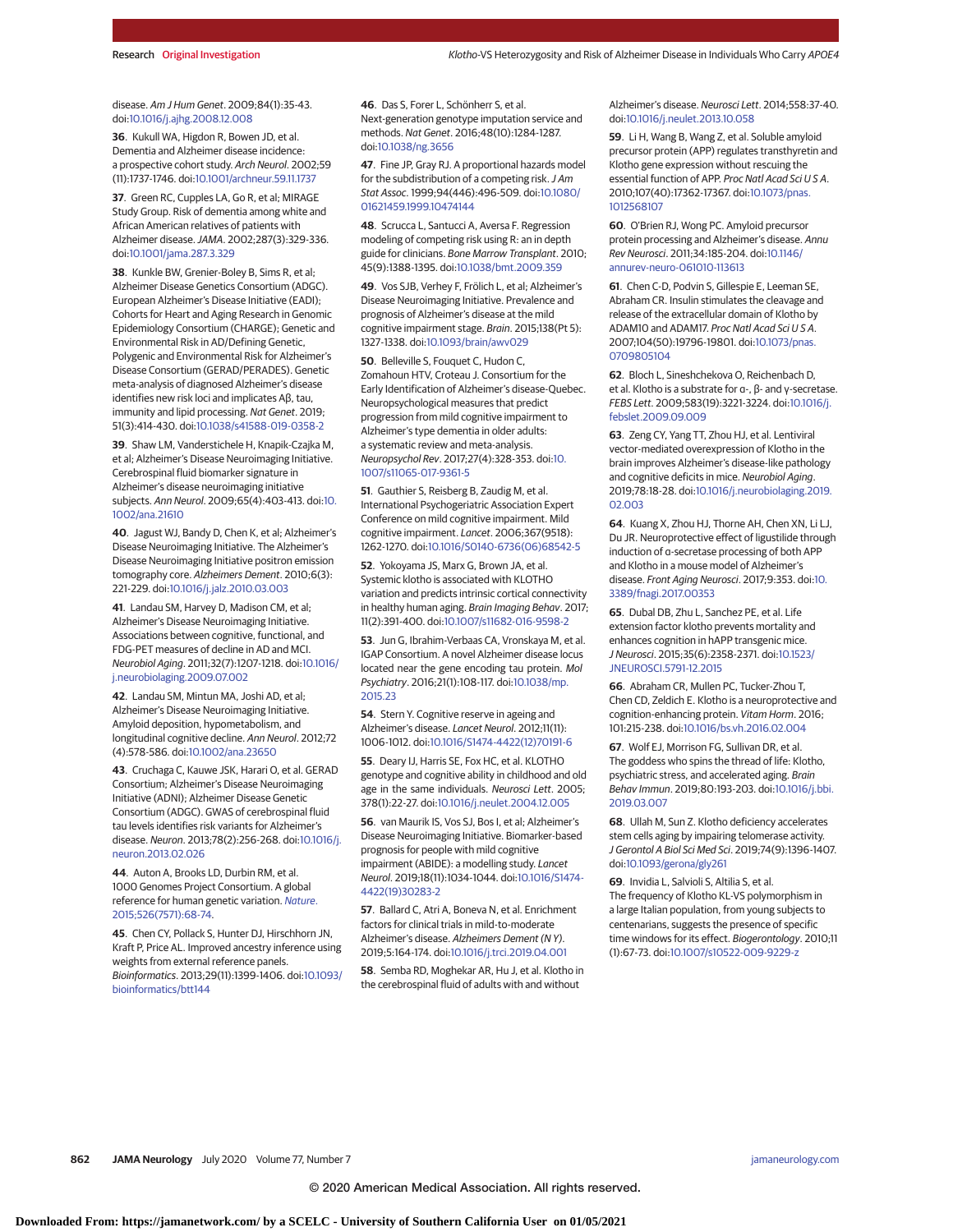disease. *Am J Hum Genet*. 2009;84(1):35-43. doi:10.1016/j.ajhg.2008.12.008

**36**. Kukull WA, Higdon R, Bowen JD, et al. Dementia and Alzheimer disease incidence: a prospective cohort study. *Arch Neurol*. 2002;59 (11):1737-1746. doi:10.1001/archneur.59.11.1737

**37**. Green RC, Cupples LA, Go R, et al; MIRAGE Study Group. Risk of dementia among white and African American relatives of patients with Alzheimer disease. *JAMA*. 2002;287(3):329-336. doi:10.1001/jama.287.3.329

**38**. Kunkle BW, Grenier-Boley B, Sims R, et al; Alzheimer Disease Genetics Consortium (ADGC); European Alzheimer's Disease Initiative (EADI); Cohorts for Heart and Aging Research in Genomic Epidemiology Consortium (CHARGE); Genetic and Environmental Risk in AD/Defining Genetic, Polygenic and Environmental Risk for Alzheimer's Disease Consortium (GERAD/PERADES). Genetic meta-analysis of diagnosed Alzheimer's disease identifies new risk loci and implicates Aβ, tau, immunity and lipid processing. *Nat Genet*. 2019; 51(3):414-430. doi:10.1038/s41588-019-0358-2

**39**. Shaw LM, Vanderstichele H, Knapik-Czajka M, et al; Alzheimer's Disease Neuroimaging Initiative. Cerebrospinal fluid biomarker signature in Alzheimer's disease neuroimaging initiative subjects. *Ann Neurol*. 2009;65(4):403-413. doi:10.1002/ana.21610

**40**. Jagust WJ, Bandy D, Chen K, et al; Alzheimer's Disease Neuroimaging Initiative. The Alzheimer's Disease Neuroimaging Initiative positron emission tomography core. *Alzheimers Dement*. 2010;6(3): 221-229. doi:10.1016/j.jalz.2010.03.003

**41**. Landau SM, Harvey D, Madison CM, et al; Alzheimer's Disease Neuroimaging Initiative. Associations between cognitive, functional, and FDG-PET measures of decline in AD and MCI. *Neurobiol Aging*. 2011;32(7):1207-1218. doi:10.1016/j.neurobiolaging.2009.07.002

**42**. Landau SM, Mintun MA, Joshi AD, et al; Alzheimer's Disease Neuroimaging Initiative. Amyloid deposition, hypometabolism, and longitudinal cognitive decline. *Ann Neurol*. 2012;72 (4):578-586. doi:10.1002/ana.23650

**43**. Cruchaga C, Kauwe JSK, Harari O, et al; GERAD Consortium; Alzheimer's Disease Neuroimaging Initiative (ADNI); Alzheimer Disease Genetic Consortium (ADGC). GWAS of cerebrospinal fluid tau levels identifies risk variants for Alzheimer's disease. *Neuron*. 2013;78(2):256-268. doi:10.1016/j.neuron.2013.02.026

**44**. Auton A, Brooks LD, Durbin RM, et al; 1000 Genomes Project Consortium. A global reference for human genetic variation. *Nature*. 2015;526(7571):68-74.

**45**. Chen CY, Pollack S, Hunter DJ, Hirschhorn JN, Kraft P, Price AL. Improved ancestry inference using weights from external reference panels. *Bioinformatics*. 2013;29(11):1399-1406. doi:10.1093/bioinformatics/btt144

**46**. Das S, Forer L, Schönherr S, et al. Next-generation genotype imputation service and methods. *Nat Genet*. 2016;48(10):1284-1287. doi:10.1038/ng.3656

**47**. Fine JP, Gray RJ. A proportional hazards model for the subdistribution of a competing risk. *J Am Stat Assoc*. 1999;94(446):496-509. doi:10.1080/01621459.1999.10474144

**48**. Scrucca L, Santucci A, Aversa F. Regression modeling of competing risk using R: an in depth guide for clinicians. *Bone Marrow Transplant*. 2010; 45(9):1388-1395. doi:10.1038/bmt.2009.359

**49**. Vos SJB, Verhey F, Frölich L, et al; Alzheimer's Disease Neuroimaging Initiative. Prevalence and prognosis of Alzheimer's disease at the mild cognitive impairment stage. *Brain*. 2015;138(Pt 5): 1327-1338. doi:10.1093/brain/awv029

**50**. Belleville S, Fouquet C, Hudon C, Zomahoun HTV, Croteau J. Consortium for the Early Identification of Alzheimer's disease-Quebec. Neuropsychological measures that predict progression from mild cognitive impairment to Alzheimer's type dementia in older adults: a systematic review and meta-analysis. *Neuropsychol Rev*. 2017;27(4):328-353. doi:10.1007/s11065-017-9361-5

**51**. Gauthier S, Reisberg B, Zaudig M, et al. International Psychogeriatric Association Expert Conference on mild cognitive impairment. Mild cognitive impairment. *Lancet*. 2006;367(9518): 1262-1270. doi:10.1016/S0140-6736(06)68542-5

**52**. Yokoyama JS, Marx G, Brown JA, et al. Systemic klotho is associated with KLOTHO variation and predicts intrinsic cortical connectivity in healthy human aging. *Brain Imaging Behav*. 2017; 11(2):391-400. doi:10.1007/s11682-016-9598-2

**53**. Jun G, Ibrahim-Verbaas CA, Vronskaya M, et al. IGAP Consortium. A novel Alzheimer disease locus located near the gene encoding tau protein. *Mol Psychiatry*. 2016;21(1):108-117. doi:10.1038/mp.2015.23

**54**. Stern Y. Cognitive reserve in ageing and Alzheimer's disease. *Lancet Neurol*. 2012;11(11): 1006-1012. doi:10.1016/S1474-4422(12)70191-6

**55**. Deary IJ, Harris SE, Fox HC, et al. KLOTHO genotype and cognitive ability in childhood and old age in the same individuals. *Neurosci Lett*. 2005; 378(1):22-27. doi:10.1016/j.neulet.2004.12.005

**56**. van Maurik IS, Vos SJ, Bos I, et al; Alzheimer's Disease Neuroimaging Initiative. Biomarker-based prognosis for people with mild cognitive impairment (ABIDE): a modelling study. *Lancet Neurol*. 2019;18(11):1034-1044. doi:10.1016/S1474-4422(19)30283-2

**57**. Ballard C, Atri A, Boneva N, et al. Enrichment factors for clinical trials in mild-to-moderate Alzheimer's disease. *Alzheimers Dement (N Y)*. 2019;5:164-174. doi:10.1016/j.trci.2019.04.001

**58**. Semba RD, Moghekar AR, Hu J, et al. Klotho in the cerebrospinal fluid of adults with and without Alzheimer's disease. *Neurosci Lett*. 2014;558:37-40. doi:10.1016/j.neulet.2013.10.058

**59**. Li H, Wang B, Wang Z, et al. Soluble amyloid precursor protein (APP) regulates transthyretin and Klotho gene expression without rescuing the essential function of APP. *Proc Natl Acad Sci U S A*. 2010;107(40):17362-17367. doi:10.1073/pnas.1012568107

**60**. O'Brien RJ, Wong PC. Amyloid precursor protein processing and Alzheimer's disease. *Annu Rev Neurosci*. 2011;34:185-204. doi:10.1146/annurev-neuro-061010-113613

**61**. Chen C-D, Podvin S, Gillespie E, Leeman SE, Abraham CR. Insulin stimulates the cleavage and release of the extracellular domain of Klotho by ADAM10 and ADAM17. *Proc Natl Acad Sci U S A*. 2007;104(50):19796-19801. doi:10.1073/pnas.0709805104

**62**. Bloch L, Sineshchekova O, Reichenbach D, et al. Klotho is a substrate for α-, β- and γ-secretase. *FEBS Lett*. 2009;583(19):3221-3224. doi:10.1016/j.febslet.2009.09.009

**63**. Zeng CY, Yang TT, Zhou HJ, et al. Lentiviral vector-mediated overexpression of Klotho in the brain improves Alzheimer's disease-like pathology and cognitive deficits in mice. *Neurobiol Aging*. 2019;78:18-28. doi:10.1016/j.neurobiolaging.2019.02.003

**64**. Kuang X, Zhou HJ, Thorne AH, Chen XN, Li LJ, Du JR. Neuroprotective effect of ligustilide through induction of α-secretase processing of both APP and Klotho in a mouse model of Alzheimer's disease. *Front Aging Neurosci*. 2017;9:353. doi:10.3389/fnagi.2017.00353

**65**. Dubal DB, Zhu L, Sanchez PE, et al. Life extension factor klotho prevents mortality and enhances cognition in hAPP transgenic mice. *J Neurosci*. 2015;35(6):2358-2371. doi:10.1523/JNEUROSCI.5791-12.2015

**66**. Abraham CR, Mullen PC, Tucker-Zhou T, Chen CD, Zeldich E. Klotho is a neuroprotective and cognition-enhancing protein. *Vitam Horm*. 2016; 101:215-238. doi:10.1016/bs.vh.2016.02.004

**67**. Wolf EJ, Morrison FG, Sullivan DR, et al. The goddess who spins the thread of life: Klotho, psychiatric stress, and accelerated aging. *Brain Behav Immun*. 2019;80:193-203. doi:10.1016/j.bbi.2019.03.007

**68**. Ullah M, Sun Z. Klotho deficiency accelerates stem cells aging by impairing telomerase activity. *J Gerontol A Biol Sci Med Sci*. 2019;74(9):1396-1407. doi:10.1093/gerona/gly261

**69**. Invidia L, Salvioli S, Altilia S, et al. The frequency of Klotho KL-VS polymorphism in a large Italian population, from young subjects to centenarians, suggests the presence of specific time windows for its effect. *Biogerontology*. 2010;11 (1):67-73. doi:10.1007/s10522-009-9229-z